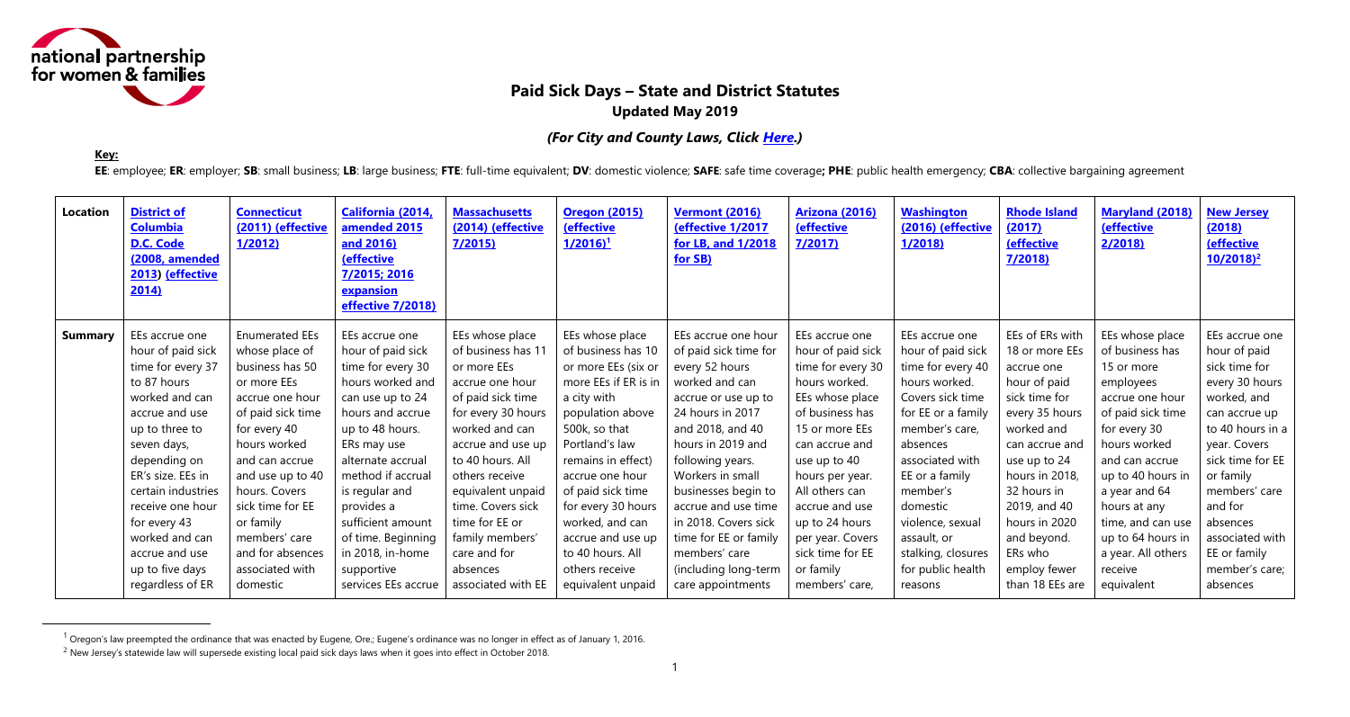# Paid Sick Days – State and District Statutes

**Updated May 2019**

***(For City and County Laws, Click Here.)***

**Key:**

**EE**: employee; **ER**: employer; **SB**: small business; **LB**: large business; **FTE**: full-time equivalent; **DV**: domestic violence; **SAFE**: safe time coverage**; PHE**: public health emergency; **CBA**: collective bargaining agreement

| Location | District of Columbia D.C. Code (2008, amended 2013) (effective 2014) | Connecticut (2011) (effective 1/2012) | California (2014, amended 2015 and 2016) (effective 7/2015; 2016 expansion effective 7/2018) | Massachusetts (2014) (effective 7/2015) | Oregon (2015) (effective 1/2016)[1] | Vermont (2016) (effective 1/2017 for LB, and 1/2018 for SB) | Arizona (2016) (effective 7/2017) | Washington (2016) (effective 1/2018) | Rhode Island (2017) (effective 7/2018) | Maryland (2018) (effective 2/2018) | New Jersey (2018) (effective 10/2018)[2] |
|---|---|---|---|---|---|---|---|---|---|---|---|
| **Summary** | EEs accrue one hour of paid sick time for every 37 to 87 hours worked and can accrue and use up to three to seven days, depending on ER's size. EEs in certain industries receive one hour for every 43 worked and can accrue and use up to five days regardless of ER | Enumerated EEs whose place of business has 50 or more EEs accrue one hour of paid sick time for every 40 hours worked and can accrue and use up to 40 hours. Covers sick time for EE or family members' care and for absences associated with domestic | EEs accrue one hour of paid sick time for every 30 hours worked and can use up to 24 hours and accrue up to 48 hours. ERs may use alternate accrual method if accrual is regular and provides a sufficient amount of time. Beginning in 2018, in-home supportive services EEs accrue | EEs whose place of business has 11 or more EEs accrue one hour of paid sick time for every 30 hours worked and can accrue and use up to 40 hours. All others receive equivalent unpaid time. Covers sick time for EE or family members' care and for absences associated with EE | EEs whose place of business has 10 or more EEs (six or more EEs if ER is in a city with population above 500k, so that Portland's law remains in effect) accrue one hour of paid sick time for every 30 hours worked, and can accrue and use up to 40 hours. All others receive equivalent unpaid | EEs accrue one hour of paid sick time for every 52 hours worked and can accrue or use up to 24 hours in 2017 and 2018, and 40 hours in 2019 and following years. Workers in small businesses begin to accrue and use time in 2018. Covers sick time for EE or family members' care (including long-term care appointments | EEs accrue one hour of paid sick time for every 30 hours worked. EEs whose place of business has 15 or more EEs can accrue and use up to 40 hours per year. All others can accrue and use up to 24 hours per year. Covers sick time for EE or family members' care, | EEs accrue one hour of paid sick time for every 40 hours worked. Covers sick time for EE or a family member's care, absences associated with EE or a family member's domestic violence, sexual assault, or stalking, closures for public health reasons | EEs of ERs with 18 or more EEs accrue one hour of paid sick time for every 35 hours worked and can accrue and use up to 24 hours in 2018, 32 hours in 2019, and 40 hours in 2020 and beyond. ERs who employ fewer than 18 EEs are | EEs whose place of business has 15 or more employees accrue one hour of paid sick time for every 30 hours worked and can accrue up to 40 hours in a year and 64 hours at any time, and can use up to 64 hours in a year. All others receive equivalent | EEs accrue one hour of paid sick time for every 30 hours worked, and can accrue up to 40 hours in a year. Covers sick time for EE or family members' care and for absences associated with EE or family member's care; absences |

[1] Oregon's law preempted the ordinance that was enacted by Eugene, Ore.; Eugene's ordinance was no longer in effect as of January 1, 2016.

[2] New Jersey's statewide law will supersede existing local paid sick days laws when it goes into effect in October 2018.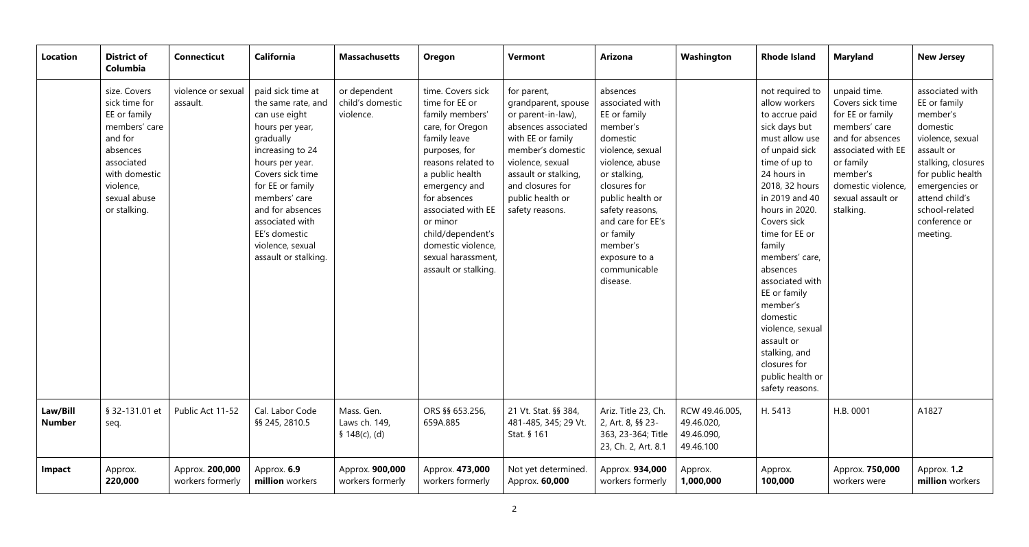| Location | District of Columbia | Connecticut | California | Massachusetts | Oregon | Vermont | Arizona | Washington | Rhode Island | Maryland | New Jersey |
|---|---|---|---|---|---|---|---|---|---|---|---|
| | size. Covers sick time for EE or family members' care and for absences associated with domestic violence, sexual abuse or stalking. | violence or sexual assault. | paid sick time at the same rate, and can use eight hours per year, gradually increasing to 24 hours per year. Covers sick time for EE or family members' care and for absences associated with EE's domestic violence, sexual assault or stalking. | or dependent child's domestic violence. | time. Covers sick time for EE or family members' care, for Oregon family leave purposes, for reasons related to a public health emergency and for absences associated with EE or minor child/dependent's domestic violence, sexual harassment, assault or stalking. | for parent, grandparent, spouse or parent-in-law), absences associated with EE or family member's domestic violence, sexual assault or stalking, and closures for public health or safety reasons. | absences associated with EE or family member's domestic violence, sexual violence, abuse or stalking, closures for public health or safety reasons, and care for EE's or family member's exposure to a communicable disease. | | not required to allow workers to accrue paid sick days but must allow use of unpaid sick time of up to 24 hours in 2018, 32 hours in 2019 and 40 hours in 2020. Covers sick time for EE or family members' care, absences associated with EE or family member's domestic violence, sexual assault or stalking, and closures for public health or safety reasons. | unpaid time. Covers sick time for EE or family members' care and for absences associated with EE or family member's domestic violence, sexual assault or stalking. | associated with EE or family member's domestic violence, sexual assault or stalking, closures for public health emergencies or attend child's school-related conference or meeting. |
| **Law/Bill Number** | § 32-131.01 et seq. | Public Act 11-52 | Cal. Labor Code §§ 245, 2810.5 | Mass. Gen. Laws ch. 149, § 148(c), (d) | ORS §§ 653.256, 659A.885 | 21 Vt. Stat. §§ 384, 481-485, 345; 29 Vt. Stat. § 161 | Ariz. Title 23, Ch. 2, Art. 8, §§ 23-363, 23-364; Title 23, Ch. 2, Art. 8.1 | RCW 49.46.005, 49.46.020, 49.46.090, 49.46.100 | H. 5413 | H.B. 0001 | A1827 |
| **Impact** | Approx. **220,000** | Approx. **200,000** workers formerly | Approx. **6.9 million** workers | Approx. **900,000** workers formerly | Approx. **473,000** workers formerly | Not yet determined. Approx. **60,000** | Approx. **934,000** workers formerly | Approx. **1,000,000** | Approx. **100,000** | Approx. **750,000** workers were | Approx. **1.2 million** workers |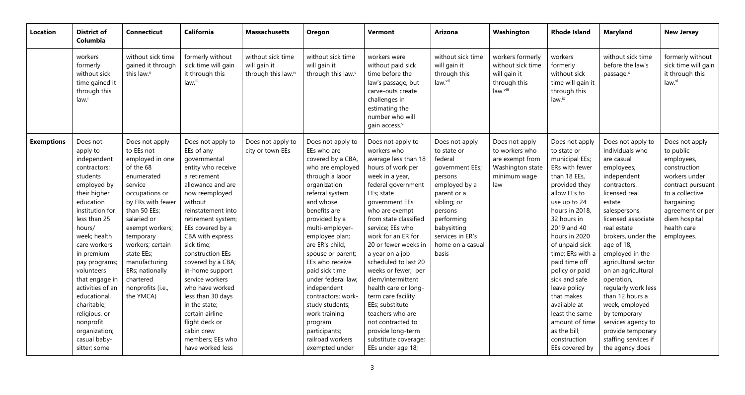| Location | District of Columbia | Connecticut | California | Massachusetts | Oregon | Vermont | Arizona | Washington | Rhode Island | Maryland | New Jersey |
|---|---|---|---|---|---|---|---|---|---|---|---|
| | workers formerly without sick time gained it through this law.[i] | without sick time gained it through this law.[ii] | formerly without sick time will gain it through this law.[iii] | without sick time will gain it through this law.[iv] | without sick time will gain it through this law.[v] | workers were without paid sick time before the law's passage, but carve-outs create challenges in estimating the number who will gain access.[vi] | without sick time will gain it through this law.[vii] | workers formerly without sick time will gain it through this law.[viii] | workers formerly without sick time will gain it through this law.[ix] | without sick time before the law's passage.[x] | formerly without sick time will gain it through this law.[xi] |
| **Exemptions** | Does not apply to independent contractors; students employed by their higher education institution for less than 25 hours/ week; health care workers in premium pay programs; volunteers that engage in activities of an educational, charitable, religious, or nonprofit organization; casual baby-sitter; some | Does not apply to EEs not employed in one of the 68 enumerated service occupations or by ERs with fewer than 50 EEs; salaried or exempt workers; temporary workers; certain state EEs; manufacturing ERs; nationally chartered nonprofits (i.e., the YMCA) | Does not apply to EEs of any governmental entity who receive a retirement allowance and are now reemployed without reinstatement into retirement system; EEs covered by a CBA with express sick time; construction EEs covered by a CBA; in-home support service workers who have worked less than 30 days in the state; certain airline flight deck or cabin crew members; EEs who have worked less | Does not apply to city or town EEs | Does not apply to EEs who are covered by a CBA, who are employed through a labor organization referral system and whose benefits are provided by a multi-employer-employee plan; are ER's child, spouse or parent; EEs who receive paid sick time under federal law; independent contractors; work-study students; work training program participants; railroad workers exempted under | Does not apply to workers who average less than 18 hours of work per week in a year, federal government EEs; state government EEs who are exempt from state classified service; EEs who work for an ER for 20 or fewer weeks in a year on a job scheduled to last 20 weeks or fewer; per diem/intermittent health care or long-term care facility EEs; substitute teachers who are not contracted to provide long-term substitute coverage; EEs under age 18; | Does not apply to state or federal government EEs; persons employed by a parent or a sibling; or persons performing babysitting services in ER's home on a casual basis | Does not apply to workers who are exempt from Washington state minimum wage law | Does not apply to state or municipal EEs; ERs with fewer than 18 EEs, provided they allow EEs to use up to 24 hours in 2018, 32 hours in 2019 and 40 hours in 2020 of unpaid sick time; ERs with a paid time off policy or paid sick and safe leave policy that makes available at least the same amount of time as the bill; construction EEs covered by | Does not apply to individuals who are casual employees, independent contractors, licensed real estate salespersons, licensed associate real estate brokers, under the age of 18, employed in the agricultural sector on an agricultural operation, regularly work less than 12 hours a week, employed by temporary services agency to provide temporary staffing services if the agency does | Does not apply to public employees, construction workers under contract pursuant to a collective bargaining agreement or per diem hospital health care employees. |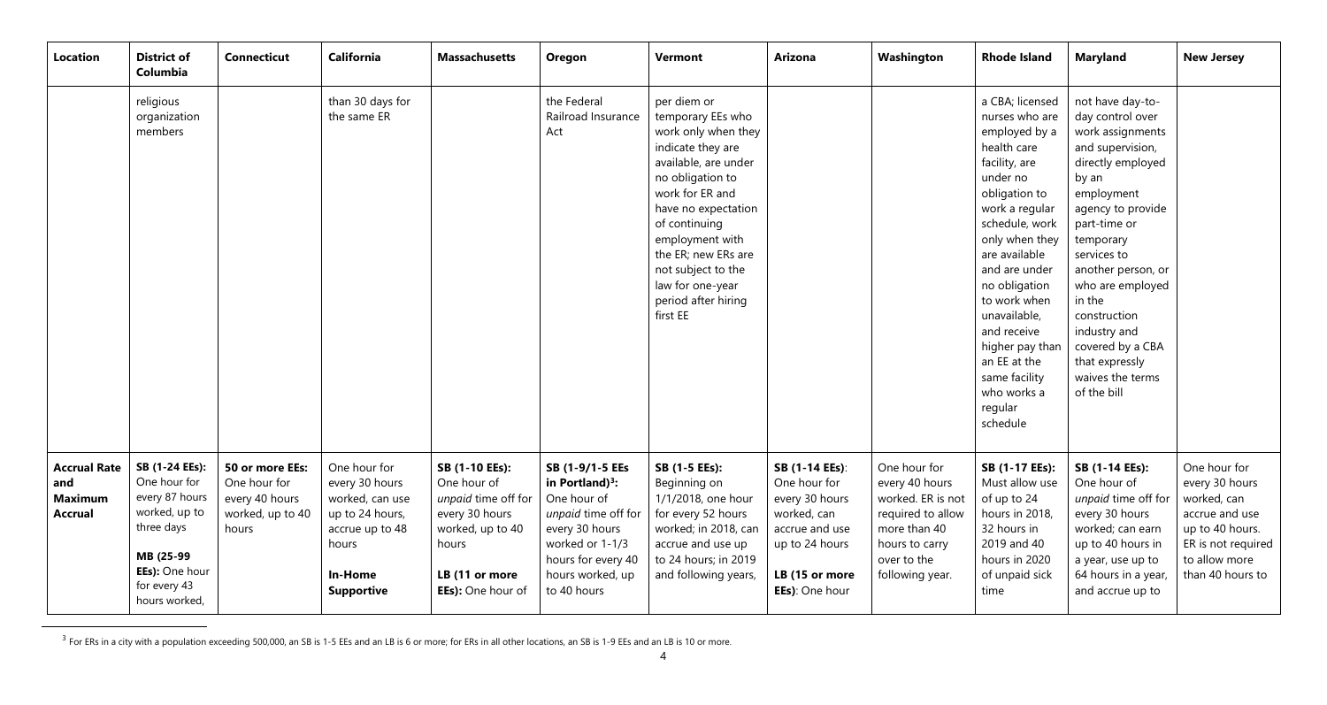| Location | District of Columbia | Connecticut | California | Massachusetts | Oregon | Vermont | Arizona | Washington | Rhode Island | Maryland | New Jersey |
|---|---|---|---|---|---|---|---|---|---|---|---|
| | religious organization members | | than 30 days for the same ER | | the Federal Railroad Insurance Act | per diem or temporary EEs who work only when they indicate they are available, are under no obligation to work for ER and have no expectation of continuing employment with the ER; new ERs are not subject to the law for one-year period after hiring first EE | | | a CBA; licensed nurses who are employed by a health care facility, are under no obligation to work a regular schedule, work only when they are available and are under no obligation to work when unavailable, and receive higher pay than an EE at the same facility who works a regular schedule | not have day-to-day control over work assignments and supervision, directly employed by an employment agency to provide part-time or temporary services to another person, or who are employed in the construction industry and covered by a CBA that expressly waives the terms of the bill | |
| **Accrual Rate and Maximum Accrual** | **SB (1-24 EEs):** One hour for every 87 hours worked, up to three days **MB (25-99 EEs):** One hour for every 43 hours worked, | **50 or more EEs:** One hour for every 40 hours worked, up to 40 hours | One hour for every 30 hours worked, can use up to 24 hours, accrue up to 48 hours **In-Home Supportive** | **SB (1-10 EEs):** One hour of *unpaid* time off for every 30 hours worked, up to 40 hours **LB (11 or more EEs):** One hour of | **SB (1-9/1-5 EEs in Portland)[3]:** One hour of *unpaid* time off for every 30 hours worked or 1-1/3 hours for every 40 hours worked, up to 40 hours | **SB (1-5 EEs):** Beginning on 1/1/2018, one hour for every 52 hours worked; in 2018, can accrue and use up to 24 hours; in 2019 and following years, | **SB (1-14 EEs)**: One hour for every 30 hours worked, can accrue and use up to 24 hours **LB (15 or more EEs)**: One hour | One hour for every 40 hours worked. ER is not required to allow more than 40 hours to carry over to the following year. | **SB (1-17 EEs):** Must allow use of up to 24 hours in 2018, 32 hours in 2019 and 40 hours in 2020 of unpaid sick time | **SB (1-14 EEs):** One hour of *unpaid* time off for every 30 hours worked; can earn up to 40 hours in a year, use up to 64 hours in a year, and accrue up to | One hour for every 30 hours worked, can accrue and use up to 40 hours. ER is not required to allow more than 40 hours to |

[3] For ERs in a city with a population exceeding 500,000, an SB is 1-5 EEs and an LB is 6 or more; for ERs in all other locations, an SB is 1-9 EEs and an LB is 10 or more.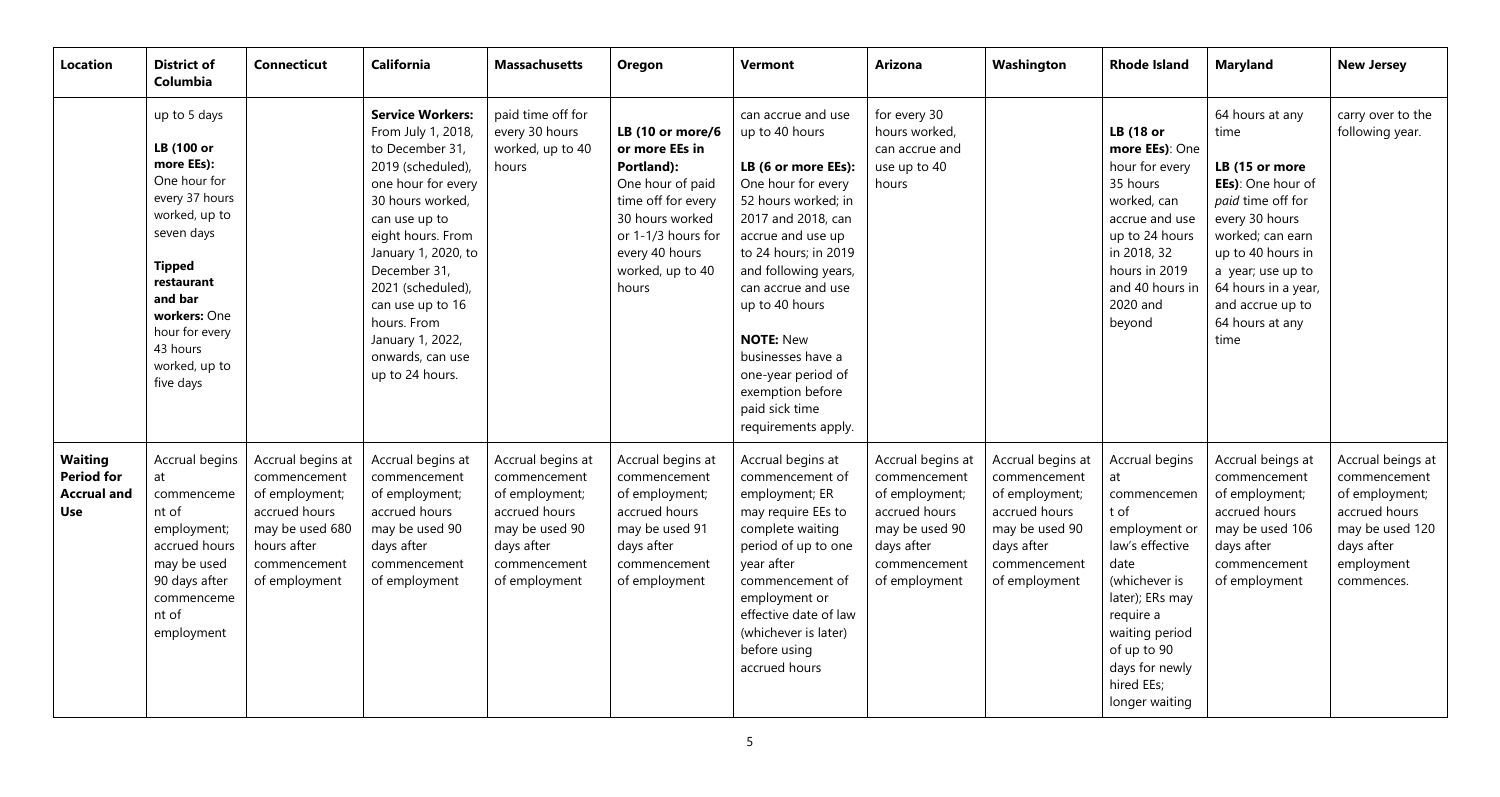| Location | District of Columbia | Connecticut | California | Massachusetts | Oregon | Vermont | Arizona | Washington | Rhode Island | Maryland | New Jersey |
|---|---|---|---|---|---|---|---|---|---|---|---|
| | up to 5 days<br><br>**LB (100 or more EEs):** One hour for every 37 hours worked, up to seven days<br><br>**Tipped restaurant and bar workers:** One hour for every 43 hours worked, up to five days | | **Service Workers:** From July 1, 2018, to December 31, 2019 (scheduled), one hour for every 30 hours worked, can use up to eight hours. From January 1, 2020, to December 31, 2021 (scheduled), can use up to 16 hours. From January 1, 2022, onwards, can use up to 24 hours. | paid time off for every 30 hours worked, up to 40 hours | **LB (10 or more/6 or more EEs in Portland):** One hour of paid time off for every 30 hours worked or 1-1/3 hours for every 40 hours worked, up to 40 hours | can accrue and use up to 40 hours<br><br>**LB (6 or more EEs):** One hour for every 52 hours worked; in 2017 and 2018, can accrue and use up to 24 hours; in 2019 and following years, can accrue and use up to 40 hours<br><br>**NOTE:** New businesses have a one-year period of exemption before paid sick time requirements apply. | for every 30 hours worked, can accrue and use up to 40 hours | | **LB (18 or more EEs)**: One hour for every 35 hours worked, can accrue and use up to 24 hours in 2018, 32 hours in 2019 and 40 hours in 2020 and beyond | 64 hours at any time<br><br>**LB (15 or more EEs)**: One hour of *paid* time off for every 30 hours worked; can earn up to 40 hours in a year; use up to 64 hours in a year, and accrue up to 64 hours at any time | carry over to the following year. |
| **Waiting Period for Accrual and Use** | Accrual begins at commencement of employment; accrued hours may be used 90 days after commencement of employment | Accrual begins at commencement of employment; accrued hours may be used 680 hours after commencement of employment | Accrual begins at commencement of employment; accrued hours may be used 90 days after commencement of employment | Accrual begins at commencement of employment; accrued hours may be used 90 days after commencement of employment | Accrual begins at commencement of employment; accrued hours may be used 91 days after commencement of employment | Accrual begins at commencement of employment; ER may require EEs to complete waiting period of up to one year after commencement of employment or effective date of law (whichever is later) before using accrued hours | Accrual begins at commencement of employment; accrued hours may be used 90 days after commencement of employment | Accrual begins at commencement of employment; accrued hours may be used 90 days after commencement of employment | Accrual begins at commencement of employment or law's effective date (whichever is later); ERs may require waiting period of up to 90 days for newly hired EEs; longer waiting | Accrual beings at commencement of employment; accrued hours may be used 106 days after commencement of employment | Accrual beings at commencement of employment; accrued hours may be used 120 days after employment commences. |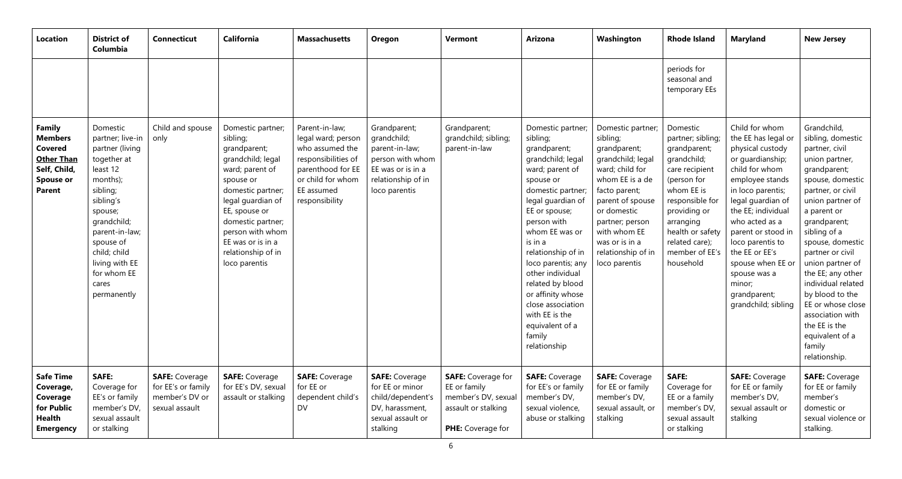| Location | District of Columbia | Connecticut | California | Massachusetts | Oregon | Vermont | Arizona | Washington | Rhode Island | Maryland | New Jersey |
|---|---|---|---|---|---|---|---|---|---|---|---|
| | | | | | | | | | periods for seasonal and temporary EEs | | |
| **Family Members Covered Other Than Self, Child, Spouse or Parent** | Domestic partner; live-in partner (living together at least 12 months); sibling; sibling's spouse; grandchild; parent-in-law; spouse of child; child living with EE for whom EE cares permanently | Child and spouse only | Domestic partner; sibling; grandparent; grandchild; legal ward; parent or spouse or domestic partner; legal guardian of EE, spouse or domestic partner; person with whom EE was or is in a relationship of in loco parentis | Parent-in-law; legal ward; person who assumed the responsibilities of parenthood for EE or child for whom EE assumed responsibility | Grandparent; grandchild; parent-in-law; person with whom EE was or is in a relationship of in loco parentis | Grandparent; grandchild; sibling; parent-in-law | Domestic partner; sibling; grandparent; grandchild; legal ward; parent of spouse or domestic partner; legal guardian of EE or spouse; person with whom EE was or is in a relationship of in loco parentis; any other individual related by blood or affinity whose close association with EE is the equivalent of a family relationship | Domestic partner; sibling; grandparent; grandchild; legal ward; child for whom EE is a de facto parent; parent of spouse or domestic partner; person with whom EE was or is in a relationship of in loco parentis | Domestic partner; sibling; grandparent; grandchild; care recipient (person for whom EE is responsible for providing or arranging health or safety related care); member of EE's household | Child for whom the EE has legal or physical custody or guardianship; child for whom employee stands in loco parentis; legal guardian of the EE; individual who acted as a parent or stood in loco parentis to the EE or EE's spouse when EE or spouse was minor; grandparent; grandchild; sibling | Grandchild, sibling, domestic partner, civil union partner, grandparent; spouse, domestic partner, or civil union partner of a parent or grandparent; sibling of a spouse, domestic partner or civil union partner of the EE; any other individual related by blood to the EE or whose close association with the EE is the equivalent of a family relationship. |
| **Safe Time Coverage, Coverage for Public Health Emergency** | **SAFE:** Coverage for EE's or family member's DV, sexual assault or stalking | **SAFE:** Coverage for EE's or family member's DV or sexual assault | **SAFE:** Coverage for EE's DV, sexual assault or stalking | **SAFE:** Coverage for EE or dependent child's DV | **SAFE:** Coverage for EE or minor child/dependent's DV, harassment, sexual assault or stalking | **SAFE:** Coverage for EE or family member's DV, sexual assault or stalking<br><br>**PHE:** Coverage for | **SAFE:** Coverage for EE's or family member's DV, sexual violence, abuse or stalking | **SAFE:** Coverage for EE or family member's DV, sexual assault, or stalking | **SAFE:** Coverage for EE or a family member's DV, sexual assault or stalking | **SAFE:** Coverage for EE or family member's DV, sexual assault or stalking | **SAFE:** Coverage for EE or family member's domestic or sexual violence or stalking. |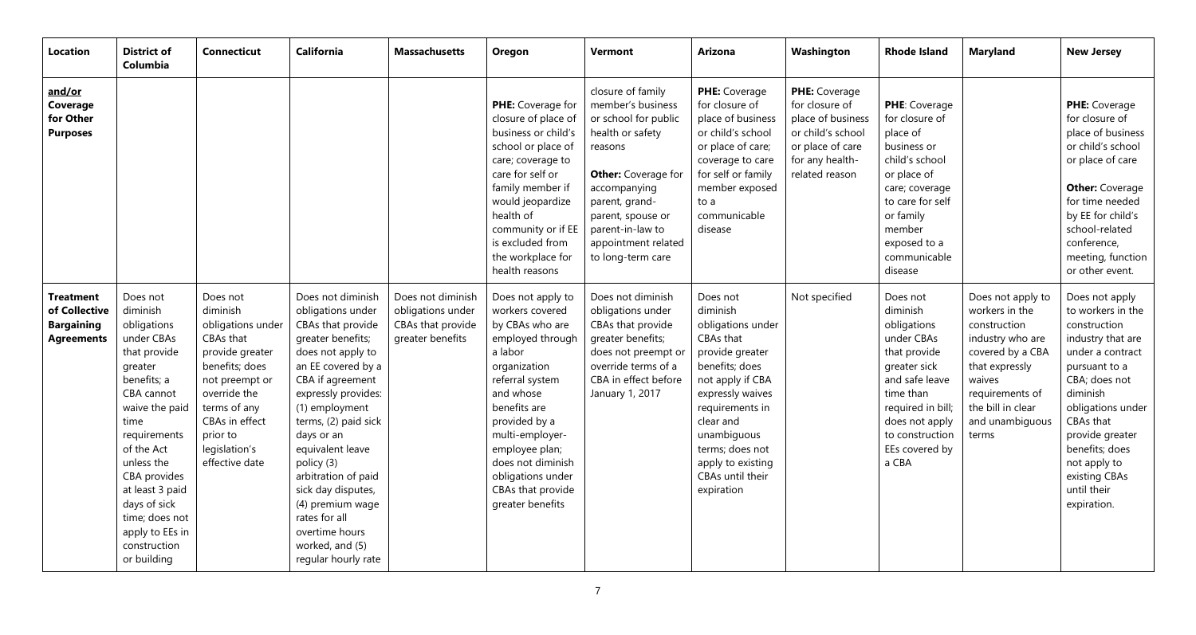| Location | District of Columbia | Connecticut | California | Massachusetts | Oregon | Vermont | Arizona | Washington | Rhode Island | Maryland | New Jersey |
|---|---|---|---|---|---|---|---|---|---|---|---|
| **and/or Coverage for Other Purposes** | | | | | **PHE:** Coverage for closure of place of business or child's school or place of care; coverage to care for self or family member if would jeopardize health of community or if EE is excluded from the workplace for health reasons | closure of family member's business or school for public health or safety reasons **Other:** Coverage for accompanying parent, grand-parent, spouse or parent-in-law to appointment related to long-term care | **PHE:** Coverage for closure of place of business or child's school or place of care; coverage to care for self or family member exposed to a communicable disease | **PHE:** Coverage for closure of place of business or child's school or place of care for any health-related reason | **PHE**: Coverage for closure of place of business or child's school or place of care; coverage to care for self or family member exposed to a communicable disease | | **PHE:** Coverage for closure of place of business or child's school or place of care **Other:** Coverage for time needed by EE for child's school-related conference, meeting, function or other event. |
| **Treatment of Collective Bargaining Agreements** | Does not diminish obligations under CBAs that provide greater benefits; a CBA cannot waive the paid time requirements of the Act unless the CBA provides at least 3 paid days of sick time; does not apply to EEs in construction or building | Does not diminish obligations under CBAs that provide greater benefits; does not preempt or override the terms of any CBAs in effect prior to legislation's effective date | Does not diminish obligations under CBAs that provide greater benefits; does not apply to an EE covered by a CBA if agreement expressly provides: (1) employment terms, (2) paid sick days or an equivalent leave policy (3) arbitration of paid sick day disputes, (4) premium wage rates for all overtime hours worked, and (5) regular hourly rate | Does not diminish obligations under CBAs that provide greater benefits | Does not apply to workers covered by CBAs who are employed through a labor organization referral system and whose benefits are provided by a multi-employer-employee plan; does not diminish obligations under CBAs that provide greater benefits | Does not diminish obligations under CBAs that provide greater benefits; does not preempt or override terms of a CBA in effect before January 1, 2017 | Does not diminish obligations under CBAs that provide greater benefits; does not apply if CBA expressly waives requirements in clear and unambiguous terms; does not apply to existing CBAs until their expiration | Not specified | Does not diminish obligations under CBAs that provide greater sick and safe leave time than required in bill; does not apply to construction EEs covered by a CBA | Does not apply to workers in the construction industry who are covered by a CBA that expressly waives requirements of the bill in clear and unambiguous terms | Does not apply to workers in the construction industry that are under a contract pursuant to a CBA; does not diminish obligations under CBAs that provide greater benefits; does not apply to existing CBAs until their expiration. |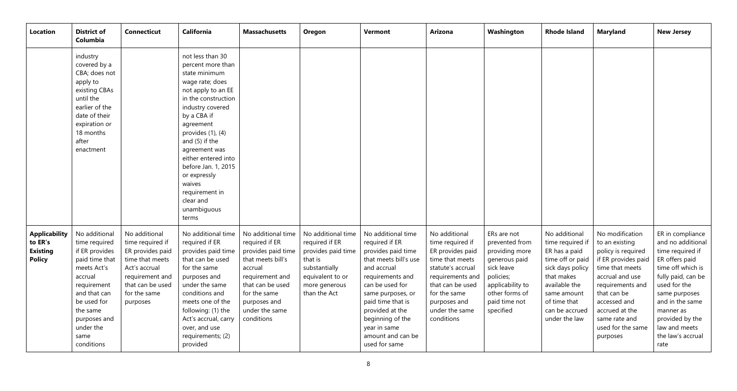| Location | District of Columbia | Connecticut | California | Massachusetts | Oregon | Vermont | Arizona | Washington | Rhode Island | Maryland | New Jersey |
|---|---|---|---|---|---|---|---|---|---|---|---|
| | industry covered by a CBA; does not apply to existing CBAs until the earlier of the date of their expiration or 18 months after enactment | | not less than 30 percent more than state minimum wage rate; does not apply to an EE in the construction industry covered by a CBA if agreement provides (1), (4) and (5) if the agreement was either entered into before Jan. 1, 2015 or expressly waives requirement in clear and unambiguous terms | | | | | | | | |
| **Applicability to ER's Existing Policy** | No additional time required if ER provides paid time that meets Act's accrual requirement and that can be used for the same purposes and under the same conditions | No additional time required if ER provides paid time that meets Act's accrual requirement and that can be used for the same purposes | No additional time required if ER provides paid time that can be used for the same purposes and under the same conditions and meets one of the following: (1) the Act's accrual, carry over, and use requirements; (2) provided | No additional time required if ER provides paid time that meets bill's accrual requirement and that can be used for the same purposes and under the same conditions | No additional time required if ER provides paid time that is substantially equivalent to or more generous than the Act | No additional time required if ER provides paid time that meets bill's use and accrual requirements and can be used for same purposes, or paid time that is provided at the beginning of the year in same amount and can be used for same | No additional time required if ER provides paid time that meets statute's accrual requirements and that can be used for the same purposes and under the same conditions | ERs are not prevented from providing more generous paid sick leave policies; applicability to other forms of paid time not specified | No additional time required if ER has a paid time off or paid sick days policy that makes available the same amount of time that can be accrued under the law | No modification to an existing policy is required if ER provides paid time that meets accrual and use requirements and that can be accessed and accrued at the same rate and used for the same purposes | ER in compliance and no additional time required if ER offers paid time off which is fully paid, can be used for the same purposes and in the same manner as provided by the law and meets the law's accrual rate |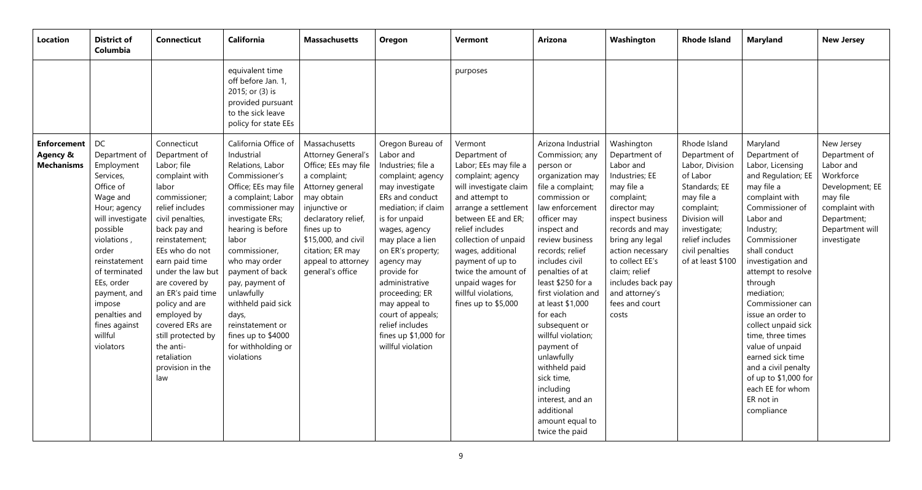| Location | District of Columbia | Connecticut | California | Massachusetts | Oregon | Vermont | Arizona | Washington | Rhode Island | Maryland | New Jersey |
|---|---|---|---|---|---|---|---|---|---|---|---|
| | | | equivalent time off before Jan. 1, 2015; or (3) is provided pursuant to the sick leave policy for state EEs | | | purposes | | | | | |
| **Enforcement Agency & Mechanisms** | DC Department of Employment Services, Office of Wage and Hour; agency will investigate possible violations , order reinstatement of terminated EEs, order payment, and impose penalties and fines against willful violators | Connecticut Department of Labor; file complaint with labor commissioner; relief includes civil penalties, back pay and reinstatement; EEs who do not earn paid time under the law but are covered by an ER's paid time policy and are employed by covered ERs are still protected by the anti-retaliation provision in the law | California Office of Industrial Relations, Labor Commissioner's Office; EEs may file a complaint; Labor commissioner may investigate ERs; hearing is before labor commissioner, who may order payment of back pay, payment of unlawfully withheld paid sick days, reinstatement or fines up to $4000 for withholding or violations | Massachusetts Attorney General's Office; EEs may file a complaint; Attorney general may obtain injunctive or declaratory relief, fines up to $15,000, and civil citation; ER may appeal to attorney general's office | Oregon Bureau of Labor and Industries; file a complaint; agency may investigate ERs and conduct mediation; if claim is for unpaid wages, agency may place a lien on ER's property; agency may provide for administrative proceeding; ER may appeal to court of appeals; relief includes fines up $1,000 for willful violation | Vermont Department of Labor; EEs may file a complaint; agency will investigate claim and attempt to arrange a settlement between EE and ER; relief includes collection of unpaid wages, additional payment of up to twice the amount of unpaid wages for willful violations, fines up to $5,000 | Arizona Industrial Commission; any person or organization may file a complaint; commission or law enforcement officer may inspect and review business records; relief includes civil penalties of at least $250 for a first violation and at least $1,000 for each subsequent or willful violation; payment of unlawfully withheld paid sick time, including interest, and an additional amount equal to twice the paid | Washington Department of Labor and Industries; EE may file a complaint; director may inspect business records and may bring any legal action necessary to collect EE's claim; relief includes back pay and attorney's fees and court costs | Rhode Island Department of Labor, Division of Labor Standards; EE may file a complaint; Division will investigate; relief includes civil penalties of at least $100 | Maryland Department of Labor, Licensing and Regulation; EE may file a complaint with Commissioner of Labor and Industry; Commissioner shall conduct investigation and attempt to resolve through mediation; Commissioner can issue an order to collect unpaid sick time, three times value of unpaid earned sick time and a civil penalty of up to $1,000 for each EE for whom ER not in compliance | New Jersey Department of Labor and Workforce Development; EE may file complaint with Department; Department will investigate |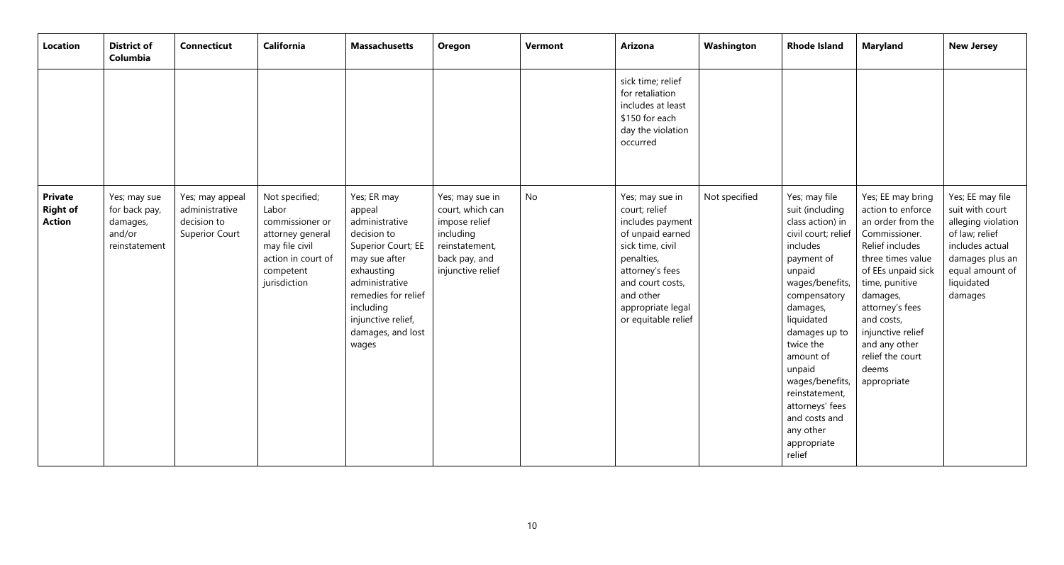| Location | District of Columbia | Connecticut | California | Massachusetts | Oregon | Vermont | Arizona | Washington | Rhode Island | Maryland | New Jersey |
|---|---|---|---|---|---|---|---|---|---|---|---|
| | | | | | | | sick time; relief for retaliation includes at least $150 for each day the violation occurred | | | | |
| **Private Right of Action** | Yes; may sue for back pay, damages, and/or reinstatement | Yes; may appeal administrative decision to Superior Court | Not specified; Labor commissioner or attorney general may file civil action in court of competent jurisdiction | Yes; ER may appeal administrative decision to Superior Court; EE may sue after exhausting administrative remedies for relief including injunctive relief, damages, and lost wages | Yes; may sue in court, which can impose relief including reinstatement, back pay, and injunctive relief | No | Yes; may sue in court; relief includes payment of unpaid earned sick time, civil penalties, attorney's fees and court costs, and other appropriate legal or equitable relief | Not specified | Yes; may file suit (including class action) in civil court; relief includes payment of unpaid wages/benefits, compensatory damages, liquidated damages up to twice the amount of unpaid wages/benefits, reinstatement, attorneys' fees and costs and any other appropriate relief | Yes; EE may bring action to enforce an order from the Commissioner. Relief includes three times value of EEs unpaid sick time, punitive damages, attorney's fees and costs, injunctive relief and any other relief the court deems appropriate | Yes; EE may file suit with court alleging violation of law; relief includes actual damages plus an equal amount of liquidated damages |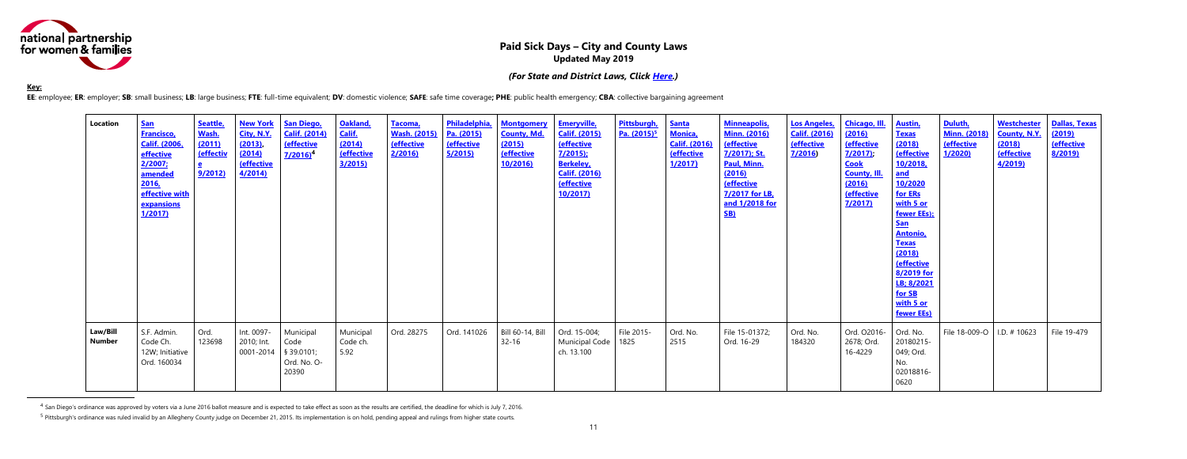# Paid Sick Days – City and County Laws

**Updated May 2019**

***(For State and District Laws, Click Here.)***

**Key:**

**EE**: employee; **ER**: employer; **SB**: small business; **LB**: large business; **FTE**: full-time equivalent; **DV**: domestic violence; **SAFE**: safe time coverage**; PHE**: public health emergency; **CBA**: collective bargaining agreement

| Location | San Francisco, Calif. (2006, effective 2/2007; amended 2016, effective with expansions 1/2017) | Seattle, Wash. (2011) (effective 9/2012) | New York City, N.Y. (2013), (2014) (effective 4/2014) | San Diego, Calif. (2014) (effective 7/2016)[4] | Oakland, Calif. (2014) (effective 3/2015) | Tacoma, Wash. (2015) (effective 2/2016) | Philadelphia, Pa. (2015) (effective 5/2015) | Montgomery County, Md. (2015) (effective 10/2016) | Emeryville, Calif. (2015) (effective 7/2015); Berkeley, Calif. (2016) (effective 10/2017) | Pittsburgh, Pa. (2015)[5] | Santa Monica, Calif. (2016) (effective 1/2017) | Minneapolis, Minn. (2016) (effective 7/2017); St. Paul, Minn. (2016) (effective 7/2017 for LB, and 1/2018 for SB) | Los Angeles, Calif. (2016) (effective 7/2016) | Chicago, Ill. (2016) (effective 7/2017); Cook County, Ill. (2016) (effective 7/2017) | Austin, Texas (2018) (effective 10/2018, and 10/2020 for ERs with 5 or fewer EEs); San Antonio, Texas (2018) (effective 8/2019 for LB; 8/2021 for SB with 5 or fewer EEs) | Duluth, Minn. (2018) (effective 1/2020) | Westchester County, N.Y. (2018) (effective 4/2019) | Dallas, Texas (2019) (effective 8/2019) |
|---|---|---|---|---|---|---|---|---|---|---|---|---|---|---|---|---|---|---|
| **Law/Bill Number** | S.F. Admin. Code Ch. 12W; Initiative Ord. 160034 | Ord. 123698 | Int. 0097-2010; Int. 0001-2014 | Municipal Code § 39.0101; Ord. No. O-20390 | Municipal Code ch. 5.92 | Ord. 28275 | Ord. 141026 | Bill 60-14, Bill 32-16 | Ord. 15-004; Municipal Code ch. 13.100 | File 2015-1825 | Ord. No. 2515 | File 15-01372; Ord. 16-29 | Ord. No. 184320 | Ord. O2016-2678; Ord. 16-4229 | Ord. No. 20180215-049; Ord. No. 02018816-0620 | File 18-009-O | I.D. # 10623 | File 19-479 |

[4] San Diego's ordinance was approved by voters via a June 2016 ballot measure and is expected to take effect as soon as the results are certified, the deadline for which is July 7, 2016.

[5] Pittsburgh's ordinance was ruled invalid by an Allegheny County judge on December 21, 2015. Its implementation is on hold, pending appeal and rulings from higher state courts.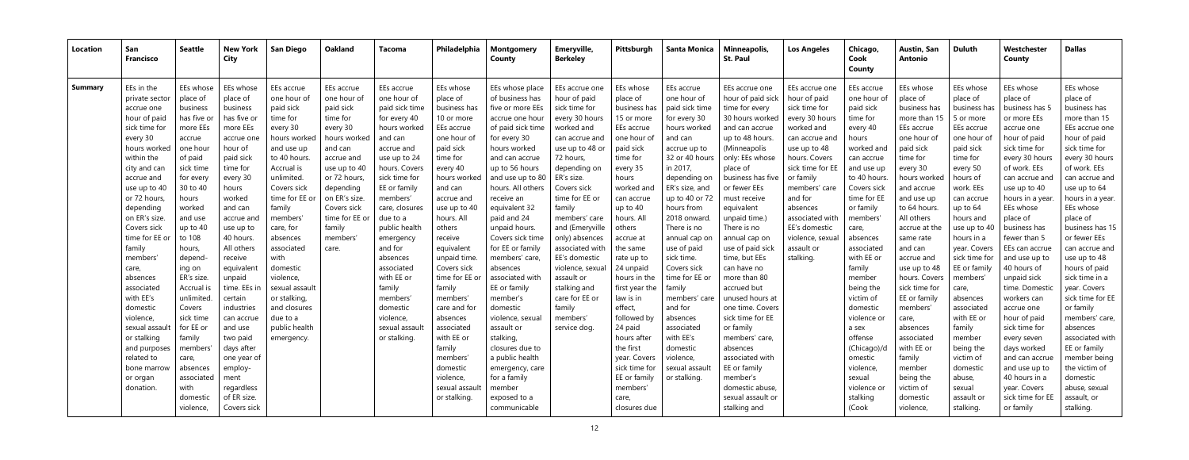| Location | San Francisco | Seattle | New York City | San Diego | Oakland | Tacoma | Philadelphia | Montgomery County | Emeryville, Berkeley | Pittsburgh | Santa Monica | Minneapolis, St. Paul | Los Angeles | Chicago, Cook County | Austin, San Antonio | Duluth | Westchester County | Dallas |
|---|---|---|---|---|---|---|---|---|---|---|---|---|---|---|---|---|---|---|
| **Summary** | EEs in the private sector accrue one hour of paid sick time for every 30 hours worked within the city and can accrue and use up to 40 or 72 hours, depending on ER's size. Covers sick time for EE or family members' care, absences associated with EE's domestic violence, sexual assault or stalking and purposes related to bone marrow or organ donation. | EEs whose place of business has five or more EEs accrue one hour of paid sick time for every 30 to 40 hours worked and use up to 40 to 108 hours, depend-ing on ER's size. Accrual is unlimited. Covers sick time for EE or family members' care, absences associated with domestic violence, | EEs whose place of business has five or more EEs accrue one hour of paid sick time for every 30 hours worked and can accrue and use up to 40 hours. All others receive equivalent unpaid time. EEs in certain industries can accrue and use two paid days after one year of employ-ment regardless of ER size. Covers sick | EEs accrue one hour of paid sick time for every 30 hours worked and use up to 40 hours. Accrual is unlimited. Covers sick time for EE or family members' care, for absences associated with domestic violence, sexual assault or stalking, and closures due to a public health emergency. | EEs accrue one hour of paid sick time for every 30 hours worked and can accrue and use up to 40 or 72 hours, depending on ER's size. Covers sick time for EE or family members' care. | EEs accrue one hour of paid sick time for every 40 hours worked and can accrue and use up to 24 hours. Covers sick time for EE or family members' care, closures due to a public health emergency and for absences associated with domestic violence, sexual assault or stalking. | EEs whose place of business has 10 or more EEs accrue one hour of paid sick time for every 40 hours worked and can accrue and use up to 40 hours. All others receive equivalent unpaid time. Covers sick time for EE or family members' care and for absences associated with EE or family members' domestic violence, sexual assault or stalking. | EEs whose place of business has five or more EEs accrue one hour of paid sick time for every 30 hours worked and can accrue up to 56 hours and use up to 80 hours. All others receive an equivalent 32 paid and 24 unpaid hours. Covers sick time for EE or family members' care, absences associated with EE or family member's domestic violence, sexual assault or stalking, closures due to a public health emergency, care for a family member exposed to a communicable | EEs accrue one hour of paid sick time for every 30 hours worked and can accrue and use up to 48 or 72 hours, depending on ER's size. Covers sick time for EE or family members' care and (Emeryville only) absences associated with EE's domestic violence, sexual assault or stalking and care for EE or family members' service dog. | EEs whose place of business has 15 or more EEs accrue one hour of paid sick time for every 35 hours worked and can accrue up to 40 hours. All others accrue at the same rate up to 24 unpaid hours in the first year the law is in effect, followed by 24 paid hours after the first year. Covers sick time for EE or family members' care, closures due | EEs accrue one hour of paid sick time for every 30 hours worked and can accrue up to 32 or 40 hours in 2017, depending on ER's size, and up to 40 or 72 hours from 2018 onward. There is no annual cap on use of paid sick time. Covers sick time for EE or family members' care and for absences associated with EE's domestic violence, sexual assault or stalking. | EEs accrue one hour of paid sick time for every 30 hours worked and can accrue up to 48 hours. (Minneapolis only: EEs whose place of business has five or fewer EEs must receive equivalent unpaid time.) There is no annual cap on use of paid sick time, but EEs can have no more than 80 accrued but unused hours at one time. Covers sick time for EE or family members' care, absences associated with EE or family member's domestic abuse, sexual assault or stalking and | EEs accrue one hour of paid sick time for every 30 hours worked and can accrue and use up to 48 hours. Covers sick time for EE or family members' care and for absences associated with EE's domestic violence, sexual assault or stalking. | EEs accrue one hour of paid sick time for every 40 hours worked and can accrue and use up to 40 hours. Covers sick time for EE or family members' care, absences associated with EE or family member being the victim of domestic violence or a sex offense (Chicago)/d omestic violence, sexual violence or stalking (Cook | EEs whose place of business has more than 15 EEs accrue one hour of paid sick time for every 30 hours worked and accrue and use up to 64 hours. All others accrue at the same rate and can accrue and use up to 48 hours. Covers sick time for EE or family members' care, absences associated with EE or family member being the victim of domestic violence, | EEs whose place of business has 5 or more EEs accrue one hour of paid sick time for every 50 hours of work. EEs can accrue up to 64 hours and use up to 40 hours in a year. Covers sick time for EE or family members' care, absences associated with EE or family member being the victim of domestic abuse, sexual assault or stalking. | EEs whose place of business has 5 or more EEs accrue one hour of paid sick time for every 30 hours of work. EEs can accrue and use up to 40 hours in a year. EEs whose place of business has fewer than 5 EEs can accrue and use up to 40 hours of unpaid sick time. Domestic workers can accrue one hour of paid sick time for every seven days worked and can accrue and use up to 40 hours in a year. Covers sick time for EE or family | EEs whose place of business has more than 15 EEs accrue one hour of paid sick time for every 30 hours of work. EEs can accrue and use up to 64 hours in a year. EEs whose place of business has 15 or fewer EEs can accrue and use up to 48 hours of paid sick time in a year. Covers sick time for EE or family members' care, absences associated with EE or family member being the victim of domestic abuse, sexual assault, or stalking. |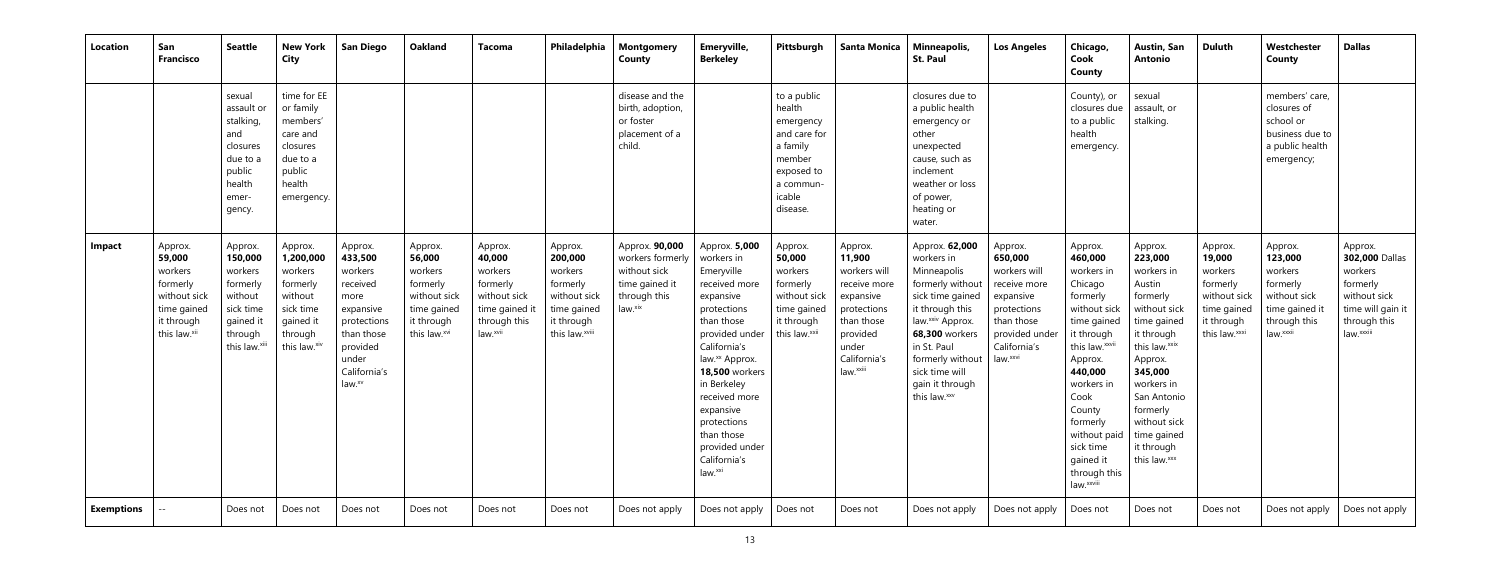| Location | San Francisco | Seattle | New York City | San Diego | Oakland | Tacoma | Philadelphia | Montgomery County | Emeryville, Berkeley | Pittsburgh | Santa Monica | Minneapolis, St. Paul | Los Angeles | Chicago, Cook County | Austin, San Antonio | Duluth | Westchester County | Dallas |
|---|---|---|---|---|---|---|---|---|---|---|---|---|---|---|---|---|---|---|
| | | sexual assault or stalking, and closures due to a public health emer-gency. | time for EE or family members' care and closures due to a public health emergency. | | | | | disease and the birth, adoption, or foster placement of a child. | | to a public health emergency and care for a family member exposed to a commun-icable disease. | | closures due to a public health emergency or other unexpected cause, such as inclement weather or loss of power, heating or water. | | County), or closures due to a public health emergency. | sexual assault, or stalking. | | members' care, closures of school or business due to a public health emergency; | |
| **Impact** | Approx. **59,000** workers formerly without sick time gained it through this law.[xii] | Approx. **150,000** workers formerly without sick time gained it through this law.[xiii] | Approx. **1,200,000** workers formerly without sick time gained it through this law.[xiv] | Approx. **433,500** workers received more expansive protections than those provided under California's law.[xv] | Approx. **56,000** workers formerly without sick time gained it through this law.[xvi] | Approx. **40,000** workers formerly without sick time gained it through this law.[xvii] | Approx. **200,000** workers formerly without sick time gained it through this law.[xviii] | Approx. **90,000** workers formerly without sick time gained it through this law.[xix] | Approx. **5,000** workers in Emeryville received more expansive protections than those provided under California's law.[xx] Approx. **18,500** workers in Berkeley received more expansive protections than those provided under California's law.[xxi] | Approx. **50,000** workers formerly without sick time gained it through this law.[xxii] | Approx. **11,900** workers will receive more expansive protections than those provided under California's law.[xxiii] | Approx. **62,000** workers in Minneapolis formerly without sick time gained it through this law.[xxiv] Approx. **68,300** workers in St. Paul formerly without sick time will gain it through this law.[xxv] | Approx. **650,000** workers will receive more expansive protections than those provided under California's law.[xxvi] | Approx. **460,000** workers in Chicago formerly without sick time gained it through this law.[xxvii] Approx. **440,000** workers in Cook County formerly without paid sick time gained it through this law.[xxviii] | Approx. **223,000** workers in Austin formerly without sick time gained it through this law.[xxix] Approx. **345,000** workers in San Antonio formerly without sick time gained it through this law.[xxx] | Approx. **19,000** workers formerly without sick time gained it through this law.[xxxi] | Approx. **123,000** workers formerly without sick time gained it through this law.[xxxii] | Approx. **302,000** Dallas workers formerly without sick time will gain it through this law.[xxxiii] |
| **Exemptions** | -- | Does not | Does not | Does not | Does not | Does not | Does not | Does not apply | Does not apply | Does not | Does not | Does not apply | Does not apply | Does not | Does not | Does not | Does not apply | Does not apply |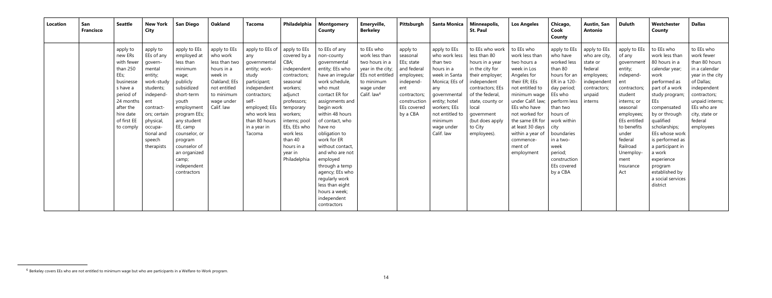| Location | San Francisco | Seattle | New York City | San Diego | Oakland | Tacoma | Philadelphia | Montgomery County | Emeryville, Berkeley | Pittsburgh | Santa Monica | Minneapolis, St. Paul | Los Angeles | Chicago, Cook County | Austin, San Antonio | Duluth | Westchester County | Dallas |
|---|---|---|---|---|---|---|---|---|---|---|---|---|---|---|---|---|---|---|
| | | apply to new ERs with fewer than 250 EEs; businesses have a period of 24 months after the hire date of first EE to comply | apply to EEs of any governmental entity; work-study students; independent contractors; certain physical, occupational and speech therapists | apply to EEs employed at less than minimum wage; publicly subsidized short-term youth employment program EEs; any student EE, camp counselor, or program counselor of an organized camp; independent contractors | apply to EEs who work less than two hours in a week in Oakland; EEs not entitled to minimum wage under Calif. law | apply to EEs of any governmental entity; work-study participant; independent contractors; self-employed; EEs who work less than 80 hours in a year in Tacoma | apply to EEs covered by a CBA; independent contractors; seasonal workers; adjunct professors; temporary workers; interns; pool EEs, EEs who work less than 40 hours in a year in Philadelphia | to EEs of any non-county governmental entity; EEs who have an irregular work schedule, who must contact ER for assignments and begin work within 48 hours of contact, who have no obligation to work for ER without contact, and who are not employed through a temp agency; EEs who regularly work less than eight hours a week; independent contractors | to EEs who work less than two hours in a year in the city; EEs not entitled to minimum wage under Calif. law[6] | apply to seasonal EEs; state and federal employees; independent contractors; construction EEs covered by a CBA | apply to EEs who work less than two hours in a week in Santa Monica; EEs of any governmental entity; hotel workers; EEs not entitled to minimum wage under Calif. law | to EEs who work less than 80 hours in a year in the city for their employer; independent contractors; EEs of the federal, state, county or local government (but does apply to City employees). | to EEs who work less than two hours in a week in Los Angeles for their ER; EEs not entitled to minimum wage under Calif. law; EEs who have not worked for the same ER for at least 30 days within a year of commencement of employment | apply to EEs who have worked less than 80 hours for an ER in a 120-day period; EEs who perform less than two hours of work within city boundaries in a two-week period; construction EEs covered by a CBA | apply to EEs who are city, state or federal employees; independent contractors; unpaid interns | apply to EEs of any government entity; independent contractors; student interns; or seasonal employees; EEs entitled to benefits under federal Railroad Unemployment Insurance Act | to EEs who work less than 80 hours in a calendar year; work performed as part of a work study program; EEs compensated by or through qualified scholarships; EEs whose work is performed as a participant in a work experience program established by a social services district | to EEs who work fewer than 80 hours in a calendar year in the city of Dallas; independent contractors; unpaid interns; EEs who are city, state or federal employees |

[6] Berkeley covers EEs who are not entitled to minimum wage but who are participants in a Welfare-to-Work program.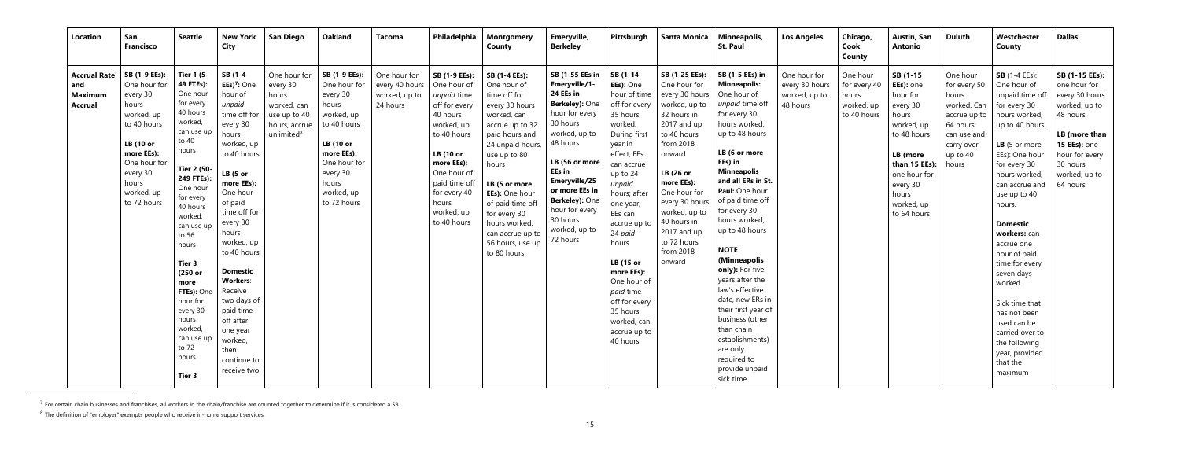| Location | San Francisco | Seattle | New York City | San Diego | Oakland | Tacoma | Philadelphia | Montgomery County | Emeryville, Berkeley | Pittsburgh | Santa Monica | Minneapolis, St. Paul | Los Angeles | Chicago, Cook County | Austin, San Antonio | Duluth | Westchester County | Dallas |
|---|---|---|---|---|---|---|---|---|---|---|---|---|---|---|---|---|---|---|
| **Accrual Rate and Maximum Accrual** | **SB (1-9 EEs):** One hour for every 30 hours worked, up to 40 hours<br><br>**LB (10 or more EEs):** One hour for every 30 hours worked, up to 72 hours | **Tier 1 (5-49 FTEs):** One hour for every 40 hours worked, can use up to 40 hours<br><br>**Tier 2 (50-249 FTEs):** One hour for every 40 hours worked, can use up to 56 hours<br><br>**Tier 3 (250 or more FTEs):** One hour for every 30 hours worked, can use up to 72 hours<br><br>**Tier 3** | **SB (1-4 EEs)**[7]: One hour of *unpaid* time off for every 30 hours worked, up to 40 hours<br><br>**LB (5 or more EEs):** One hour of paid time off for every 30 hours worked, up to 40 hours<br><br>**Domestic Workers**: Receive two days of paid time off after one year worked, then continue to receive two | One hour for every 30 hours worked, can use up to 40 hours, accrue unlimited[8] | **SB (1-9 EEs):** One hour for every 30 hours worked, up to 40 hours<br><br>**LB (10 or more EEs):** One hour for every 30 hours worked, up to 72 hours | One hour for every 40 hours worked, up to 24 hours | **SB (1-9 EEs):** One hour of *unpaid* time off for every 40 hours worked, up to 40 hours<br><br>**LB (10 or more EEs):** One hour of paid time off for every 40 hours worked, up to 40 hours | **SB (1-4 EEs):** One hour of time off for every 30 hours worked, can accrue up to 32 paid hours and 24 unpaid hours, use up to 80 hours<br><br>**LB (5 or more EEs):** One hour of paid time off for every 30 hours worked, can accrue up to 56 hours, use up to 80 hours | **SB (1-55 EEs in Emeryville/1-24 EEs in Berkeley):** One hour for every 30 hours worked, up to 48 hours<br><br>**LB (56 or more EEs in Emeryville/25 or more EEs in Berkeley):** One hour for every 30 hours worked, up to 72 hours | **SB (1-14 EEs):** One hour of time off for every 35 hours worked. During first year of effect, EEs can accrue up to 24 *unpaid* hours; after one year, EEs can accrue up to 24 *paid* hours<br><br>**LB (15 or more EEs):** One hour of *paid* time off for every 35 hours worked, can accrue up to 40 hours | **SB (1-25 EEs):** One hour for every 30 hours worked, up to 32 hours in 2017 and up to 40 hours from 2018 onward<br><br>**LB (26 or more EEs):** One hour for every 30 hours worked, up to 40 hours in 2017 and up to 72 hours from 2018 onward | **SB (1-5 EEs) in Minneapolis:** One hour of *unpaid* time off for every 30 hours worked, up to 48 hours<br><br>**LB (6 or more EEs) in Minneapolis and all ERs in St. Paul:** One hour of paid time off for every 30 hours worked, up to 48 hours<br><br>**NOTE**<br><br>**(Minneapolis only):** For five years after the law's effective date, new ERs in their first year of business (other than chain establishments) are only required to provide unpaid sick time. | One hour for every 30 hours worked, up to 48 hours | One hour for every 40 hours worked, up to 40 hours | **SB (1-15 EEs):** one hour for every 30 hours worked, up to 48 hours<br><br>**LB (more than 15 EEs):** one hour for every 30 hours worked, up to 64 hours | One hour for every 50 hours worked. Can accrue up to 64 hours; can use and carry over up to 40 hours | **SB** (1-4 EEs): One hour of unpaid time off for every 30 hours worked, up to 40 hours.<br><br>**LB** (5 or more EEs): One hour for every 30 hours worked, can accrue and use up to 40 hours.<br><br>**Domestic workers:** can accrue one hour of paid time for every seven days worked<br><br>Sick time that has not been used can be carried over to the following year, provided that the maximum | **SB (1-15 EEs):** one hour for every 30 hours worked, up to 48 hours<br><br>**LB (more than 15 EEs):** one hour for every 30 hours worked, up to 64 hours |

[7] For certain chain businesses and franchises, all workers in the chain/franchise are counted together to determine if it is considered a SB.

[8] The definition of "employer" exempts people who receive in-home support services.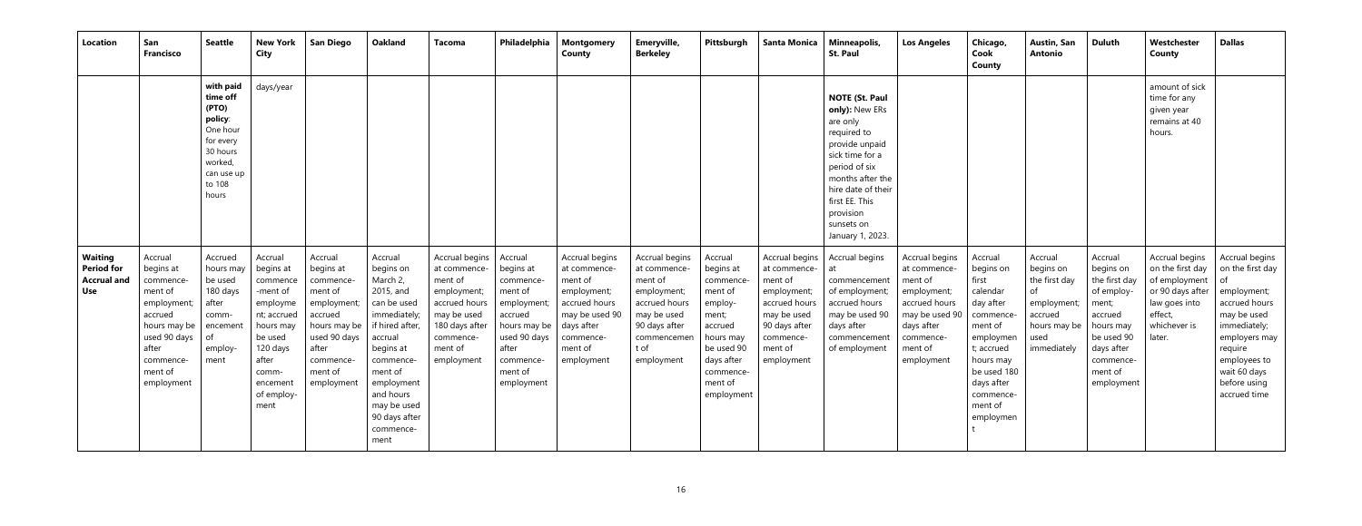| Location | San Francisco | Seattle | New York City | San Diego | Oakland | Tacoma | Philadelphia | Montgomery County | Emeryville, Berkeley | Pittsburgh | Santa Monica | Minneapolis, St. Paul | Los Angeles | Chicago, Cook County | Austin, San Antonio | Duluth | Westchester County | Dallas |
|---|---|---|---|---|---|---|---|---|---|---|---|---|---|---|---|---|---|---|
| | | **with paid time off (PTO) policy**: One hour for every 30 hours worked, can use up to 108 hours | days/year | | | | | | | | | **NOTE (St. Paul only):** New ERs are only required to provide unpaid sick time for a period of six months after the hire date of their first EE. This provision sunsets on January 1, 2023. | | | | | amount of sick time for any given year remains at 40 hours. | |
| **Waiting Period for Accrual and Use** | Accrual begins at commencement of employment; accrued hours may be used 90 days after commencement of employment | Accrued hours may be used 180 days after commencement of employment | Accrual begins at commencement of employment; accrued hours may be used 120 days after commencement of employment | Accrual begins at commencement of employment; accrued hours may be used 90 days after commencement of employment | Accrual begins on March 2, 2015, and can be used immediately; if hired after, accrual begins at commencement of employment and hours may be used 90 days after commencement | Accrual begins at commencement of employment; accrued hours may be used 180 days after commencement of employment | Accrual begins at commencement of employment; accrued hours may be used 90 days after commencement of employment | Accrual begins at commencement of employment; accrued hours may be used 90 days after commencement of employment | Accrual begins at commencement of employment; accrued hours may be used 90 days after commencement of employment | Accrual begins at commencement of employment; accrued hours may be used 90 days after commencement of employment | Accrual begins at commencement of employment; accrued hours may be used 90 days after commencement of employment | Accrual begins at commencement of employment; accrued hours may be used 90 days after commencement of employment | Accrual begins at commencement of employment; accrued hours may be used 90 days after commencement of employment | Accrual begins on first calendar day after commencement of employment; accrued hours may be used 180 days after commencement of employment | Accrual begins on the first day of employment; accrued hours may be used immediately | Accrual begins on the first day of employment; accrued hours may be used 90 days after commencement of employment | Accrual begins on the first day of employment or 90 days after law goes into effect, whichever is later. | Accrual begins on the first day of employment; accrued hours may be used immediately; employers may require employees to wait 60 days before using accrued time |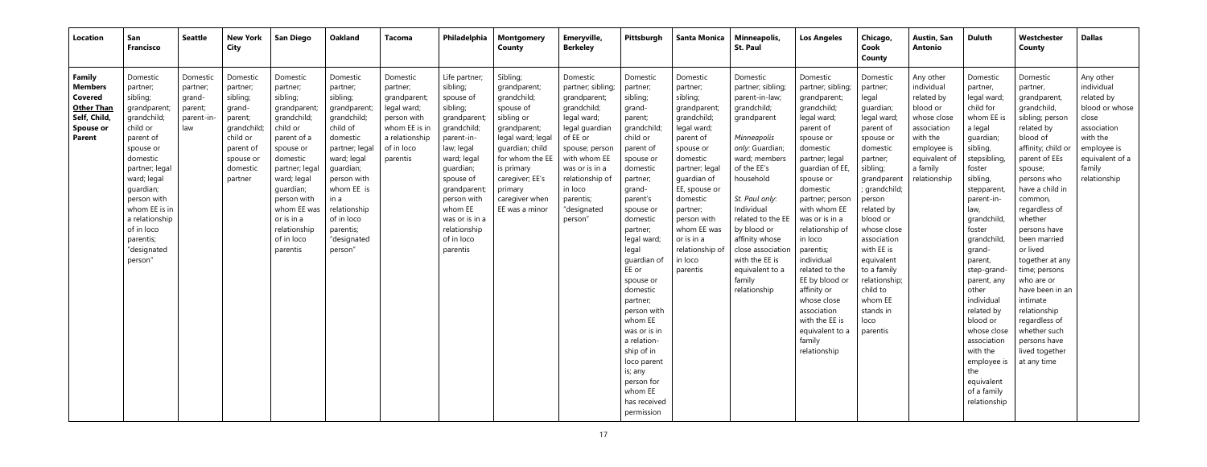| Location | San Francisco | Seattle | New York City | San Diego | Oakland | Tacoma | Philadelphia | Montgomery County | Emeryville, Berkeley | Pittsburgh | Santa Monica | Minneapolis, St. Paul | Los Angeles | Chicago, Cook County | Austin, San Antonio | Duluth | Westchester County | Dallas |
|---|---|---|---|---|---|---|---|---|---|---|---|---|---|---|---|---|---|---|
| **Family Members Covered <u>Other Than</u> Self, Child, Spouse or Parent** | Domestic partner; sibling; grandparent; grandchild; child or parent of spouse or domestic partner; legal ward; legal guardian; person with whom EE is in a relationship of in loco parentis; "designated person" | Domestic partner; sibling; grand-parent; parent-in-law | Domestic partner; sibling; grand-parent; grandchild; child or parent of spouse or domestic partner | Domestic partner; sibling; grandparent; grandchild; child or parent of a spouse or domestic partner; legal ward; legal guardian; person with whom EE was or is in a relationship of in loco parentis | Domestic partner; sibling; grandparent; grandchild; child of domestic partner; legal ward; legal guardian; person with whom EE is in a relationship of in loco parentis; "designated person" | Domestic partner; grandparent; legal ward; person with whom EE is in a relationship of in loco parentis | Life partner; sibling; spouse of sibling; grandparent; grandchild; parent-in-law; legal ward; legal guardian; spouse of grandparent; person with whom EE was or is in a relationship of in loco parentis | Sibling; grandparent; grandchild; spouse of sibling or grandparent; legal ward; legal guardian; child for whom the EE is primary caregiver; EE's primary caregiver when EE was a minor | Domestic partner; sibling; grandparent; grandchild; legal ward; legal guardian of EE or spouse; person with whom EE was or is in a relationship of in loco parentis; "designated person" | Domestic partner; sibling; grand-parent; grandchild; child or parent of spouse or domestic partner; grand-parent's spouse or domestic partner; legal ward; legal guardian of EE or spouse or domestic partner; person with whom EE was or is in a relation-ship of in loco parentis; any person for whom EE has received permission | Domestic partner; sibling; grandparent; grandchild; legal ward; parent of spouse or domestic partner; legal guardian of EE, spouse or domestic partner; person with whom EE was or is in a relationship of in loco parentis | Domestic partner; sibling; parent-in-law; grandchild; grandparent<br><br>*Minneapolis only*: Guardian; ward; members of the EE's household<br><br>*St. Paul only*: Individual related to the EE by blood or affinity whose close association with the EE is equivalent to a family relationship | Domestic partner; sibling; grandparent; grandchild; legal ward; parent of spouse or domestic partner; legal guardian of EE, spouse or domestic partner; person with whom EE was or is in a relationship of in loco parentis; individual related to the EE by blood or affinity or whose close association with the EE is equivalent to a family relationship | Domestic partner; legal guardian; legal ward; parent of spouse or domestic partner; sibling; grandparent; grandchild; person related by blood or whose close association with EE is equivalent to a family relationship; child to whom EE stands in loco parentis | Any other individual related by blood or whose close association with the employee is equivalent of a family relationship | Domestic partner, legal ward; child for whom EE is a legal guardian; sibling, stepsibling, foster sibling, stepparent, parent-in-law, grandchild, foster grandchild, grand-parent, step-grand-parent, any other individual related by blood or whose close association with the employee is the equivalent of a family relationship | Domestic partner, grandparent, grandchild, sibling; person related by blood of affinity; child or parent of EEs spouse; persons who have a child in common, regardless of whether persons have been married or lived together at any time; persons who are or have been in an intimate relationship regardless whether such persons have lived together at any time | Any other individual related by blood or whose close association with the employee is equivalent of a family relationship |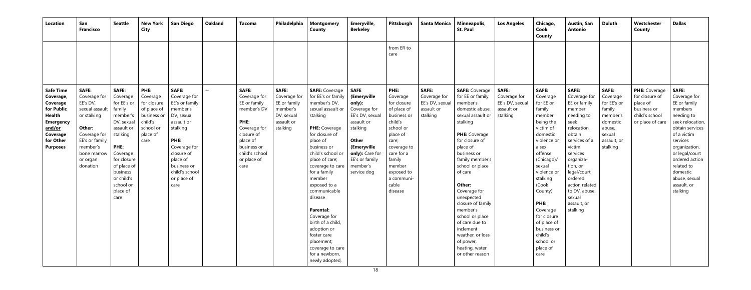| Location | San Francisco | Seattle | New York City | San Diego | Oakland | Tacoma | Philadelphia | Montgomery County | Emeryville, Berkeley | Pittsburgh | Santa Monica | Minneapolis, St. Paul | Los Angeles | Chicago, Cook County | Austin, San Antonio | Duluth | Westchester County | Dallas |
|---|---|---|---|---|---|---|---|---|---|---|---|---|---|---|---|---|---|---|
| | | | | | | | | | | from ER to care | | | | | | | | |
| **Safe Time Coverage, Coverage for Public Health Emergency and/or Coverage for Other Purposes** | **SAFE:** Coverage for EE's DV, sexual assault or stalking<br><br>**Other:** Coverage for EE's or family member's bone marrow or organ donation | **SAFE:** Coverage for EE's or family member's DV, sexual assault or stalking<br><br>**PHE:** Coverage for closure of place of business or child's school or place of care | **PHE:** Coverage for closure of place of business or child's school or place of care | **SAFE:** Coverage for EE's or family member's DV, sexual assault or stalking<br><br>**PHE:** Coverage for closure of place of business or child's school or place of care | -- | **SAFE:** Coverage for EE or family member's DV<br><br>**PHE:** Coverage for closure of place of business or child's school or place of care | **SAFE:** Coverage for EE or family member's DV, sexual assault or stalking | **SAFE:** Coverage for EE's or family member's DV, sexual assault or stalking<br><br>**PHE:** Coverage for closure of place of business or child's school or place of care; coverage to care for a family member exposed to a communicable disease<br><br>**Parental:** Coverage for birth of a child, adoption or foster care placement; coverage to care for a newborn, newly adopted, | **SAFE (Emeryville only):** Coverage for EE's DV, sexual assault or stalking<br><br>**Other (Emeryville only):** Care for EE's or family member's service dog | **PHE:** Coverage for closure of place of business or child's school or place of care; coverage to care for a family member exposed to a communicable disease | **SAFE:** Coverage for EE's DV, sexual assault or stalking | **SAFE:** Coverage for EE or family member's domestic abuse, sexual assault or stalking<br><br>**PHE:** Coverage for closure of place of business or family member's school or place of care<br><br>**Other:** Coverage for unexpected closure of family member's school or place of care due to inclement weather, or loss of power, heating, water or other reason | **SAFE:** Coverage for EE's DV, sexual assault or stalking | **SAFE:** Coverage for EE or family member being the victim of domestic violence or a sex offense (Chicago)/ sexual violence or stalking (Cook County)<br><br>**PHE:** Coverage for closure of place of business or child's school or place of care | **SAFE:** Coverage for EE or family member needing to seek relocation, obtain services of a victim services organiza-tion, or legal/court ordered action related to DV, abuse, sexual assault, or stalking | **SAFE:** Coverage for EE's or family member's domestic abuse, sexual assault, or stalking | **PHE:** Coverage for closure of place of business or child's school or place of care | **SAFE:** Coverage for EE or family members needing to seek relocation, obtain services of a victim services organization, or legal/court ordered action related to domestic abuse, sexual assault, or stalking |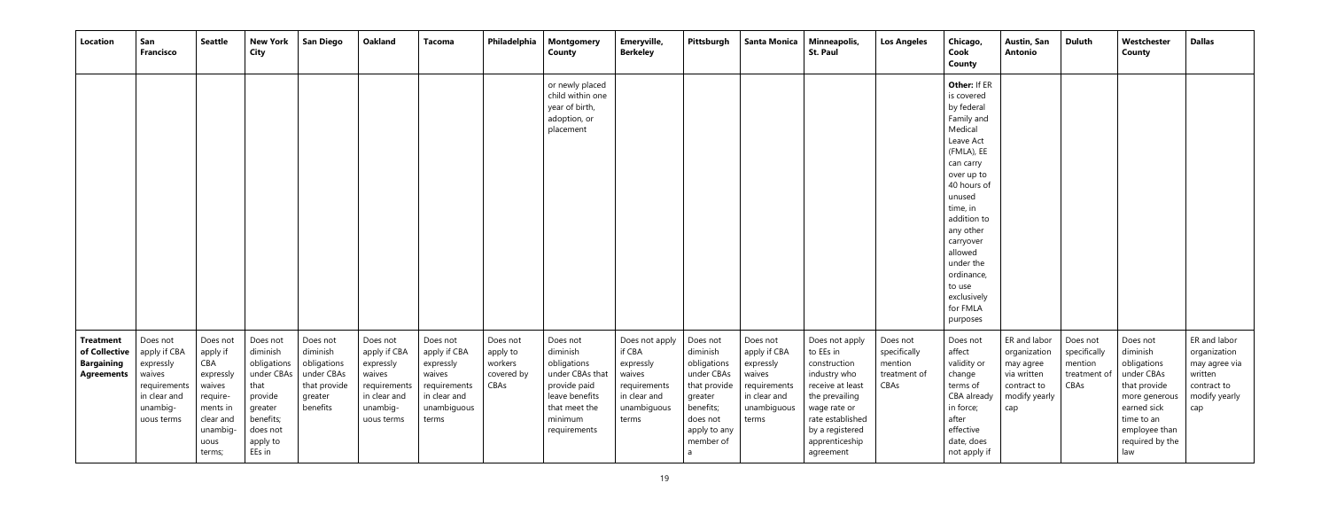| Location | San Francisco | Seattle | New York City | San Diego | Oakland | Tacoma | Philadelphia | Montgomery County | Emeryville, Berkeley | Pittsburgh | Santa Monica | Minneapolis, St. Paul | Los Angeles | Chicago, Cook County | Austin, San Antonio | Duluth | Westchester County | Dallas |
|---|---|---|---|---|---|---|---|---|---|---|---|---|---|---|---|---|---|---|
| | | | | | | | | or newly placed child within one year of birth, adoption, or placement | | | | | | **Other:** If ER is covered by federal Family and Medical Leave Act (FMLA), EE can carry over up to 40 hours of unused time, in addition to any other carryover allowed under the ordinance, to use exclusively for FMLA purposes | | | | |
| **Treatment of Collective Bargaining Agreements** | Does not apply if CBA expressly waives requirements in clear and unambig-uous terms | Does not apply if CBA expressly waives require-ments in clear and unambig-uous terms; | Does not diminish obligations under CBAs that provide greater benefits; does not apply to EEs in | Does not diminish obligations under CBAs that provide greater benefits | Does not apply if CBA expressly waives requirements in clear and unambig-uous terms | Does not apply if CBA expressly waives requirements in clear and unambiguous terms | Does not apply to workers covered by CBAs | Does not diminish obligations under CBAs that provide paid leave benefits that meet the minimum requirements | Does not apply if CBA expressly waives requirements in clear and unambiguous terms | Does not diminish obligations under CBAs that provide greater benefits; does not apply to any member of a | Does not apply if CBA expressly waives requirements in clear and unambiguous terms | Does not apply to EEs in construction industry who receive at least the prevailing wage rate or rate established by a registered apprenticeship agreement | Does not specifically mention treatment of CBAs | Does not affect validity or change terms of CBA already in force; after effective date, does not apply if | ER and labor organization may agree via written contract to modify yearly cap | Does not specifically mention treatment of CBAs | Does not diminish obligations under CBAs that provide more generous earned sick time to an employee than required by the law | ER and labor organization may agree via written contract to modify yearly cap |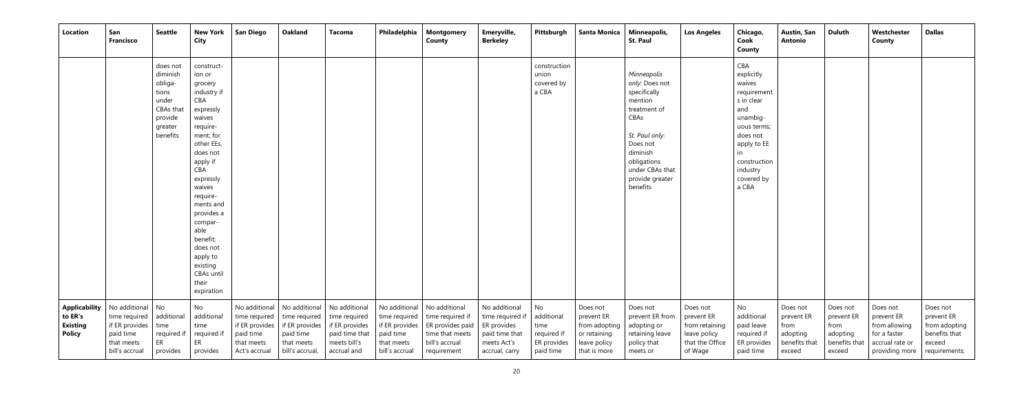| Location | San Francisco | Seattle | New York City | San Diego | Oakland | Tacoma | Philadelphia | Montgomery County | Emeryville, Berkeley | Pittsburgh | Santa Monica | Minneapolis, St. Paul | Los Angeles | Chicago, Cook County | Austin, San Antonio | Duluth | Westchester County | Dallas |
|---|---|---|---|---|---|---|---|---|---|---|---|---|---|---|---|---|---|---|
| | | does not diminish obliga-tions under CBAs that provide greater benefits | construct-ion or grocery industry if CBA expressly waives require-ment; for other EEs, does not apply if CBA expressly waives require-ments and provides a compar-able benefit; does not apply to existing CBAs until their expiration | | | | | | | construction union covered by a CBA | | *Minneapolis only*: Does not specifically mention treatment of CBAs<br><br>*St. Paul only*: Does not diminish obligations under CBAs that provide greater benefits | | CBA explicitly waives requirement s in clear and unambig-uous terms; does not apply to EE in construction industry covered by a CBA | | | | |
| **Applicability to ER's Existing Policy** | No additional time required if ER provides paid time that meets bill's accrual | No additional time required if ER provides | No additional time required if ER provides | No additional time required if ER provides paid time that meets Act's accrual | No additional time required if ER provides paid time that meets bill's accrual, | No additional time required if ER provides paid time that meets bill's accrual and | No additional time required if ER provides paid time that meets bill's accrual | No additional time required if ER provides paid time that meets bill's accrual requirement | No additional time required if ER provides paid time that meets Act's accrual, carry | No additional time required if ER provides paid time | Does not prevent ER from adopting or retaining leave policy that is more | Does not prevent ER from adopting or retaining leave policy that meets or | Does not prevent ER from retaining leave policy that the Office of Wage | No additional paid leave required if ER provides paid time | Does not prevent ER from adopting benefits that exceed | Does not prevent ER from adopting benefits that exceed | Does not prevent ER from allowing for a faster accrual rate or providing more | Does not prevent ER from adopting benefits that exceed requirements; |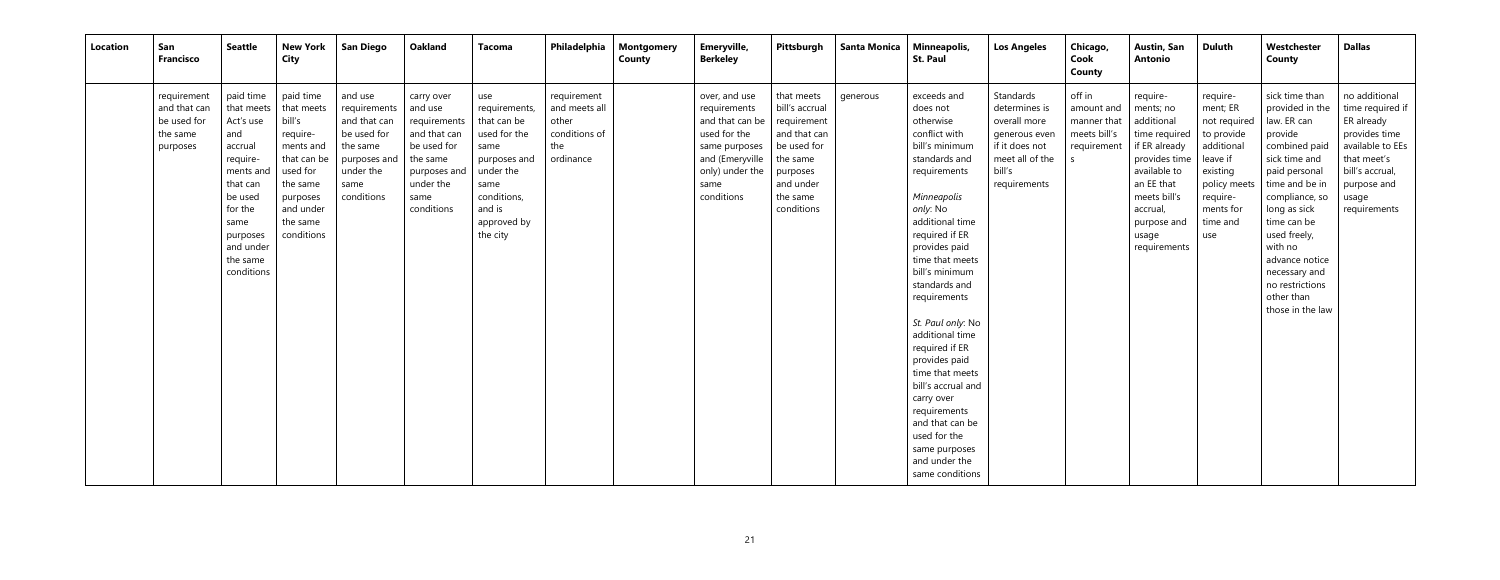| Location | San Francisco | Seattle | New York City | San Diego | Oakland | Tacoma | Philadelphia | Montgomery County | Emeryville, Berkeley | Pittsburgh | Santa Monica | Minneapolis, St. Paul | Los Angeles | Chicago, Cook County | Austin, San Antonio | Duluth | Westchester County | Dallas |
|---|---|---|---|---|---|---|---|---|---|---|---|---|---|---|---|---|---|---|
| | requirement and that can be used for the same purposes | paid time that meets Act's use and accrual require-ments and that can be used for the same purposes and under the same conditions | paid time that meets bill's require-ments and that can be used for the same purposes and under the same conditions | and use requirements and that can be used for the same purposes and under the same conditions | carry over and use requirements and that can be used for the same purposes and under the same conditions | use requirements, that can be used for the same purposes and under the same conditions, and is approved by the city | requirement and meets all other conditions of the ordinance | | over, and use requirements and that can be used for the same purposes and (Emeryville only) under the same conditions | that meets bill's accrual requirement and that can be used for the same purposes and under the same conditions | generous | exceeds and does not otherwise conflict with bill's minimum standards and requirements<br><br>*Minneapolis only*: No additional time required if ER provides paid time that meets bill's minimum standards and requirements<br><br>*St. Paul only*: No additional time required if ER provides paid time that meets bill's accrual and carry over requirements and that can be used for the same purposes and under the same conditions | Standards determines is overall more generous even if it does not meet all of the bill's requirements | off in amount and manner that meets bill's requirements | require-ments; no additional time required if ER already provides time available to an EE that meets bill's accrual, purpose and usage requirements | require-ment; ER not required to provide additional leave if existing policy meets require-ments for time and use | sick time than provided in the law. ER can provide combined paid sick time and paid personal time and be in compliance, so long as sick time can be used freely, with no advance notice necessary and no restrictions other than those in the law | no additional time required if ER already provides time available to EEs that meet's bill's accrual, purpose and usage requirements |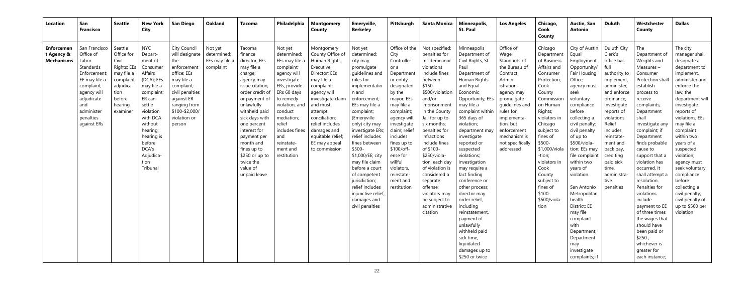| Location | San Francisco | Seattle | New York City | San Diego | Oakland | Tacoma | Philadelphia | Montgomery County | Emeryville, Berkeley | Pittsburgh | Santa Monica | Minneapolis, St. Paul | Los Angeles | Chicago, Cook County | Austin, San Antonio | Duluth | Westchester County | Dallas |
|---|---|---|---|---|---|---|---|---|---|---|---|---|---|---|---|---|---|---|
| **Enforcement Agency & Mechanisms** | San Francisco Office of Labor Standards Enforcement; EE may file a complaint; agency will adjudicate and administer penalties against ERs | Seattle Office for Civil Rights; EEs may file a complaint; adjudication before hearing examiner | NYC Department of Consumer Affairs (DCA); EEs may file a complaint; ER can settle violation with DCA without hearing; hearing is before DCA's Adjudication Tribunal | City Council will designate the enforcement office; EEs may file a complaint; civil penalties against ER ranging from $100-$2,000/ violation or person | Not yet determined; EEs may file a complaint | Tacoma finance director; EEs may file a charge; agency may issue citation, order credit of or payment of unlawfully withheld paid sick days with one percent interest for payment per month and fines up to $250 or up to twice the value of unpaid leave | Not yet determined; EEs may file a complaint; agency will investigate ERs, provide ERs 60 days to remedy violation, and conduct mediation; relief includes fines and reinstatement and restitution | Montgomery County Office of Human Rights, Executive Director; EEs may file a complaint; agency will investigate claim and must attempt conciliation; relief includes damages and equitable relief; EE may appeal to commission | Not yet determined; city may promulgate guidelines and rules for implementation and enforcement; EEs may file a complaint; (Emeryville only) city may investigate ERs; relief includes fines between $500-$1,000/EE; city may file claim before a court of competent jurisdiction; relief includes injunctive relief, damages and civil penalties | Office of the City Controller or a Department or entity designated by the mayor; EEs may file a complaint; agency will investigate claim; relief includes fines up to $100/offense for willful violators, reinstatement and restitution | Not specified; penalties for misdemeanor violations include fines between $150-$500/violation and/or imprisonment in the County Jail for up to six months; penalties for infractions include fines of $100-$250/violation; each day of violation is considered a separate offense; violators may be subject to administrative citation | Minneapolis Department of Civil Rights, St. Paul Department of Human Rights and Equal Economic Opportunity; EEs may file a complaint within 365 days of violation; department may investigate reported or suspected violations; investigation may require a fact finding conference or other process; director may order relief, including reinstatement, payment of unlawfully withheld paid sick time, liquidated damages up to $250 or twice | Office of Wage Standards of the Bureau of Contract Administration; agency may promulgate guidelines and rules for implementation, but enforcement mechanism is not specifically addressed | Chicago Department of Business Affairs and Consumer Protection; Cook County Commission on Human Rights; violators in Chicago subject to fines of $500-$1,000/violation; EEs may file complaint within two years of violation. violators in Cook County subject to fines of $100-$500/violation | City of Austin Equal Employment Opportunity/ Fair Housing Office; agency must seek voluntary compliance before collecting a civil penalty; civil penalty of up to $500/violation; EEs may file complaint within two years of violation.<br><br>San Antonio Metropolitan health District; EE may file complaint with Department; Department may investigate complaints; if | Duluth City Clerk's office has full authority to implement, administer, and enforce ordinance; investigate reports of violations. Relief includes reinstatement and back pay, crediting paid sick time, administrative penalties | The Department of Weights and Measures – Consumer Protection shall establish process to receive complaints; Department shall investigate any complaint; if Department finds probable cause to support that a violation has occurred, it shall attempt a resolution. Penalties for violations include payment to EE of three times the wages that should have been paid or $250, whichever is greater for each instance; | The city manager shall designate a department to implement, administer and enforce the law; the department will investigate reports of violations; EEs may file a complaint within two years of a suspected violation; agency must seek voluntary compliance before collecting a civil penalty; civil penalty of up to $500 per violation |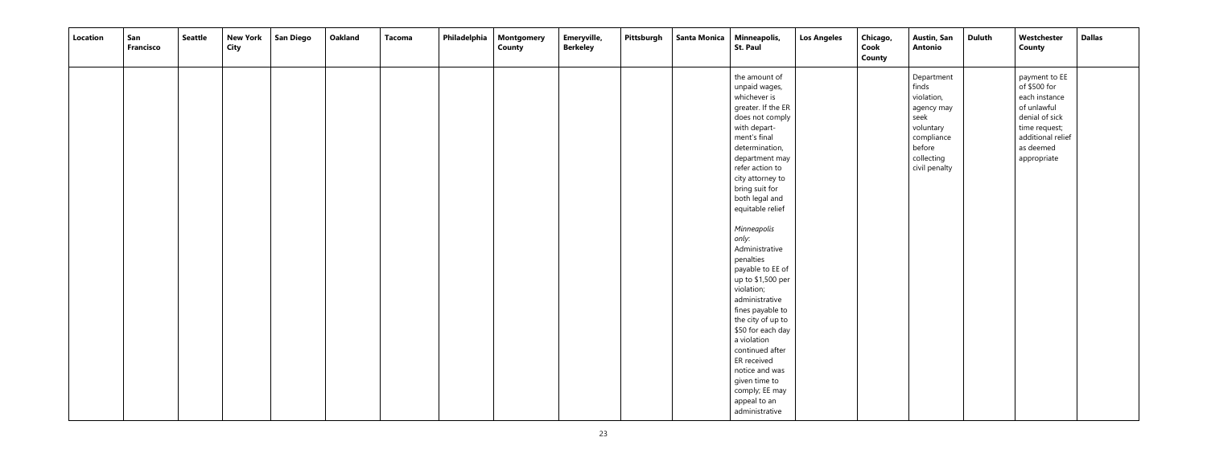| Location | San Francisco | Seattle | New York City | San Diego | Oakland | Tacoma | Philadelphia | Montgomery County | Emeryville, Berkeley | Pittsburgh | Santa Monica | Minneapolis, St. Paul | Los Angeles | Chicago, Cook County | Austin, San Antonio | Duluth | Westchester County | Dallas |
|---|---|---|---|---|---|---|---|---|---|---|---|---|---|---|---|---|---|---|
| | | | | | | | | | | | | the amount of unpaid wages, whichever is greater. If the ER does not comply with department's final determination, department may refer action to city attorney to bring suit for both legal and equitable relief<br><br>*Minneapolis only*: Administrative penalties payable to EE of up to $1,500 per violation; administrative fines payable to the city of up to $50 for each day a violation continued after ER received notice and was given time to comply; EE may appeal to an administrative | | | Department finds violation, agency may seek voluntary compliance before collecting civil penalty | | payment to EE of $500 for each instance of unlawful denial of sick time request; additional relief as deemed appropriate | |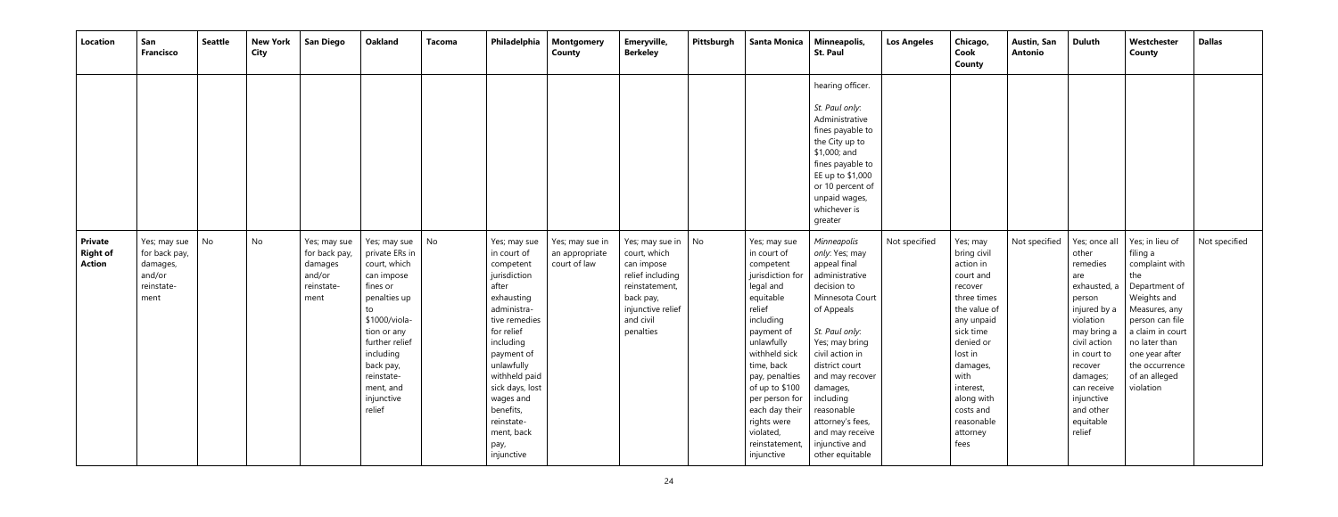| Location | San Francisco | Seattle | New York City | San Diego | Oakland | Tacoma | Philadelphia | Montgomery County | Emeryville, Berkeley | Pittsburgh | Santa Monica | Minneapolis, St. Paul | Los Angeles | Chicago, Cook County | Austin, San Antonio | Duluth | Westchester County | Dallas |
|---|---|---|---|---|---|---|---|---|---|---|---|---|---|---|---|---|---|---|
| | | | | | | | | | | | | hearing officer.<br><br>*St. Paul only*: Administrative fines payable to the City up to $1,000; and fines payable to EE up to $1,000 or 10 percent of unpaid wages, whichever is greater | | | | | | |
| **Private Right of Action** | Yes; may sue for back pay, damages, and/or reinstatement | No | No | Yes; may sue for back pay, damages and/or reinstatement | Yes; may sue private ERs in court, which can impose fines or penalties up to $1000/violation or any further relief including back pay, reinstatement, and injunctive relief | No | Yes; may sue in court of competent jurisdiction after exhausting administrative remedies for relief including payment of unlawfully withheld paid sick days, lost wages and benefits, reinstatement, back pay, injunctive | Yes; may sue in an appropriate court of law | Yes; may sue in court, which can impose relief including reinstatement, back pay, injunctive relief and civil penalties | No | Yes; may sue in court of competent jurisdiction for legal and equitable relief including payment of unlawfully withheld sick time, back pay, penalties of up to $100 per person for each day their rights were violated, reinstatement, injunctive | *Minneapolis only*: Yes; may appeal final administrative decision to Minnesota Court of Appeals<br><br>*St. Paul only*: Yes; may bring civil action in district court and may recover damages, including reasonable attorney's fees, and may receive injunctive and other equitable | Not specified | Yes; may bring civil action in court and recover three times the value of any unpaid sick time denied or lost in damages, with interest, along with costs and reasonable attorney fees | Not specified | Yes; once all other remedies are exhausted, a person injured by a violation may bring a civil action in court to recover damages; can receive injunctive and other equitable relief | Yes; in lieu of filing a complaint with the Department of Weights and Measures, any person can file a claim in court no later than one year after the occurrence of an alleged violation | Not specified |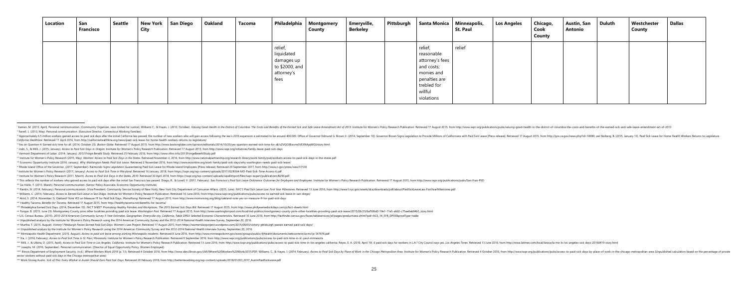| Location | San Francisco | Seattle | New York City | San Diego | Oakland | Tacoma | Philadelphia | Montgomery County | Emeryville, Berkeley | Pittsburgh | Santa Monica | Minneapolis, St. Paul | Los Angeles | Chicago, Cook County | Austin, San Antonio | Duluth | Westchester County | Dallas |
|---|---|---|---|---|---|---|---|---|---|---|---|---|---|---|---|---|---|---|
| | | | | | | | relief, liquidated damages up to $2000, and attorney's fees | | | | relief, reasonable attorney's fees and costs; monies and penalties are trebled for willful violations | relief | | | | | | |

---

i Kamen, M. (2013, April). Personal communication. (Community Organizer, Jews United for Justice); Williams C., & Hayes, J. (2013, October). *Valuing Good Health in the District of Columbia: The Costs and Benefits of the Earned Sick and Safe Leave Amendment Act of 2013.* Institute for Women's Policy Research Publication. Retrieved 17 August 2015, from http://www.iwpr.org/publications/pubs/valuing-good-health-in-the-district-of-columbia-the-costs-and-benefits-of-the-earned-sick-and-safe-leave-amendment-act-of-2013

ii Farrell, L. (2013, May). Personal communication. (Executive Director, Connecticut Working Families).

iii Approximately 6.5 million workers gained access to paid sick days after the initial California law passed; the number of new workers who will gain access following the law's 2016 expansion is estimated to be around 400,000. Office of Governor Edmund G. Brown Jr. (2014, September 10). Governor Brown Signs Legislation to Provide Millions of Californians with Paid Sick Leave [Press release]. Retrieved 17 August 2015, from http://gov.ca.gov/news.php?id=18690; see Norberg, B. (2015, January 13). Paid Sick Leave for Home Health Workers Returns to Legislature. *California Healthline.* Retrieved 11 April 2016, from http://californiahealthline.org/news/paid-sick-leave-for-home-health-workers-returns-to-legislature/

iv Yes on Question 4: Earned sick time for all. (2014, October 25). *Boston Globe.* Retrieved 17 August 2015, from http://www.bostonglobe.com/opinion/editorials/2014/10/25/yes-question-earned-sick-time-for-all/sZVQO8Exvne3VEXNAjwQGI/story.html

v Joshi, S., & Milli, J. (2015, January). *Access to Paid Sick Days in Oregon.* Institute for Women's Policy Research Publication. Retrieved 17 August 2015, from http://www.iwpr.org/initiatives/family-leave-paid-sick-days

vi Vermont Department of Labor. (2014, January). *2013 Fringe Benefit Study.* Retrieved 25 February 2016, from http://www.vtlmi.info/2013FringeBenefitStudy.pdf

vii Institute for Women's Policy Research (2015, May). *Workers' Access to Paid Sick Days in the States.* Retrieved November 2, 2016, from http://www.nationalpartnership.org/research-library/work-family/psd/workers-access-to-paid-sick-days-in-the-states.pdf

viii Economic Opportunity Institute (2016, January). *Why Washington Needs Paid Sick Leave.* Retrieved 2 November 2016, from http://www.eoionline.org/work-family/paid-sick-days/why-washington-needs-paid-sick-leave/

ix Rhode Island Office of the Governor. (2017, September). Raimondo Signs Legislation Guaranteeing Paid Sick Leave for Rhode Island Employees [Press release]. Retrieved 29 September 2017, from http://www.ri.gov/press/view/31530

x Institute for Women's Policy Research (2017, January). *Access to Paid Sick Time in Maryland.* Retrieved 16 January, 2018, from https://iwpr.org/wp-content/uploads/2017/02/B364-MD-Paid-Sick-Time-Access-6.pdf

xi Institute for Women's Policy Research (2011, March). *Access to Paid Sick Days in the States, 2010.* Retrieved 30 April 2018, from https://iwpr.org/wp-content/uploads/wpallimport/files/iwpr-export/publications/B294.pdf.

xii This reflects the number of workers who gained access to paid sick days after the initial San Francisco law passed. Drago, R., & Lovell, V. (2011, February). *San Francisco's Paid Sick Leave Ordinance: Outcomes for Employers and Employees.* Institute for Women's Policy Research Publication. Retrieved 17 August 2015, from http://www.iwpr.org/publications/pubs/San-Fran-PSD

xiii Go Hollo, T. (2013, March). Personal communication. (Senior Policy Associate, Economic Opportunity Institute).

xiv Rankin, N. (2014, February). Personal communication. (Vice President, Community Service Society of New York); New York City Department of Consumer Affairs. (2015, June). *NYC'S Paid Sick Leave Law: First Year Milestones.* Retrieved 13 June 2016, from http://www1.nyc.gov/assets/dca/downloads/pdf/about/PaidSickLeaveLaw-FirstYearMilestones.pdf

xv Williams, C. (2014, February). *Access to Earned Sick Leave in San Diego.* Institute for Women's Policy Research Publication. Retrieved 16 June 2016, from http://www.iwpr.org/publications/pubs/access-to-earned-sick-leave-in-san-diego/

xvi Alcid, S. (2014, November 3). Oakland! Vote YES on Measure FF for Paid Sick Days. *MomsRising.* Retrieved 17 August 2015, from http://www.momsrising.org/blog/oakland-vote-yes-on-measure-ff-for-paid-sick-days

xvii Healthy Tacoma. *Benefits for Tacoma.* Retrieved 17 August 2015, from http://healthytacoma.net/benefits-for-tacoma/

xviii Philadelphia Earned Sick Days. (2014, December 10). *FACT SHEET: Promoting Healthy Families and Workplaces, The 2015 Earned Sick Days Bill.* Retrieved 17 August 2015, from http://www.phillyearnedsickdays.com/p/fact-sheets.html

xix Turque, B. (2015, June 23). Montgomery County joins other localities providing paid sick leave. *Washington Post.* Retrieved 17 August 2015, from http://www.washingtonpost.com/local/md-politics/montgomery-county-joins-other-localities-providing-paid-sick-leave/2015/06/23/6ef506d0-19e1-11e5-ab92-c75ae6ab94b5_story.html

xx U.S. Census Bureau. (2015). *2010-2014 American Community Survey 5-Year Estimates, Geographies: Emeryville city, California, Table DP03: Selected Economic Characteristics.* Retrieved 10 June 2016, from http://factfinder.census.gov/faces/tableservices/jsf/pages/productview.xhtml?pid=ACS_14_5YR_DP03&prodType=table

xxi Unpublished analysis by the Institute for Women's Policy Research using the 2014 American Community Survey and the 2012-2014 National Health Interview Survey, September 20, 2016.

xxii Murtha, T. (2015, August). *Victory! Pittsburgh Passes Earned Paid Sick Days.* Women's Law Project. Retrieved 17 August 2015, from https://womenslawproject.wordpress.com/2015/08/03/victory-pittsburgh-passes-earned-paid-sick-days/

xxiii Unpublished analysis by the Institute for Women's Policy Research using the 2014 American Community Survey and the 2012-2014 National Health Interview Survey, September 20, 2016.

xxiv Minneapolis Health Department. (2015, August). *Access to paid sick leave among working Minneapolis residents.* Retrieved 8 June 2016, from http://www.minneapolismn.gov/www/groups/public/@health/documents/webcontent/wcms1p-147676.pdf

xxv Xia, J. (2016, February). *Access to Paid Sick Time in St. Paul, Minnesota.* Institute for Women's Policy Research Publication. Retrieved 9 September 2016, from http://www.iwpr.org/publications/pubs/access-to-paid-sick-time-in-st.-paul-minnesota

xxvi Milli, J., & Urbina, D. (2015, April). *Access to Paid Sick Time in Los Angeles, California.* Institute for Women's Policy Research Publication. Retrieved 13 June 2016, from http://www.iwpr.org/publications/pubs/access-to-paid-sick-time-in-los-angeles-california; Reyes, E. A. (2016, April 19). 6 paid sick days for workers in L.A.? City Council says yes. *Los Angeles Times.* Retrieved 13 June 2016, from http://www.latimes.com/local/lanow/la-me-ln-los-angeles-sick-days-20160419-story.html

xxvii Josephs, M. (2016, September). Personal communication. (Director of Equal Opportunity Policy, Women Employed).

xxviii Illinois Department of Employment Security. (n.d.). *Where Workers Work 2016* (p. 13). Retrieved 4 October 2016, from http://www.ides.illinois.gov/LMI/Where%20Workers%20Work/2015.PDF; Williams, C., & Hayes, J. (2014, February). *Access to Paid Sick Days by Place of Work in the Chicago Metropolitan Area.* Institute for Women's Policy Research Publication. Retrieved 4 October 2016, from http://www.iwpr.org/publications/pubs/access-to-paid-sick-days-by-place-of-work-in-the-chicago-metropolitan-area (Unpublished calculation based on the percentage of private sector workers without paid sick days in the Chicago metropolitan area)

xxix Work Strong Austin. *Sick of This: Every Worker in Austin Should Earn Paid Sick Days.* Retrieved 20 February 2018, from http://bettertexasblog.org/wp-content/uploads/2018/01/EO_2017_AustinPaidSickLeave.pdf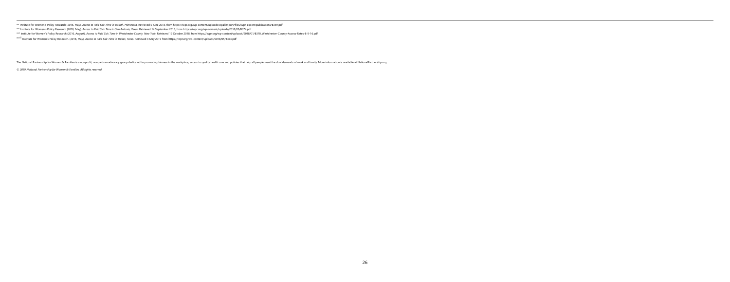[xxv] Institute for Women's Policy Research (2016, May). *Access to Paid Sick Time in Duluth, Minnesota.* Retrieved 5 June 2018, from https://iwpr.org/wp-content/uploads/wpallimport/files/iwpr-export/publications/B359.pdf

[xxvi] Institute for Women's Policy Research (2018, May). *Access to Paid Sick Time in San Antonio, Texas.* Retrieved 14 September 2018, from https://iwpr.org/wp-content/uploads/2018/05/B374.pdf

[xxvii] Institute for Women's Policy Research (2016, August). *Access to Paid Sick Time in Westchester County, New York.* Retrieved 19 October 2018, from https://iwpr.org/wp-content/uploads/2018/01/B370_Westchester-County-Access-Rates-8-9-16.pdf

[xxviii] Institute for Women's Policy Research. (2018, May). *Access to Paid Sick Time in Dallas, Texas.* Retrieved 3 May 2019 from https://iwpr.org/wp-content/uploads/2018/05/B373.pdf

The National Partnership for Women & Families is a nonprofit, nonpartisan advocacy group dedicated to promoting fairness in the workplace, access to quality health care and policies that help all people meet the dual demands of work and family. More information is available at NationalPartnership.org.

*© 2019 National Partnership for Women & Families. All rights reserved.*